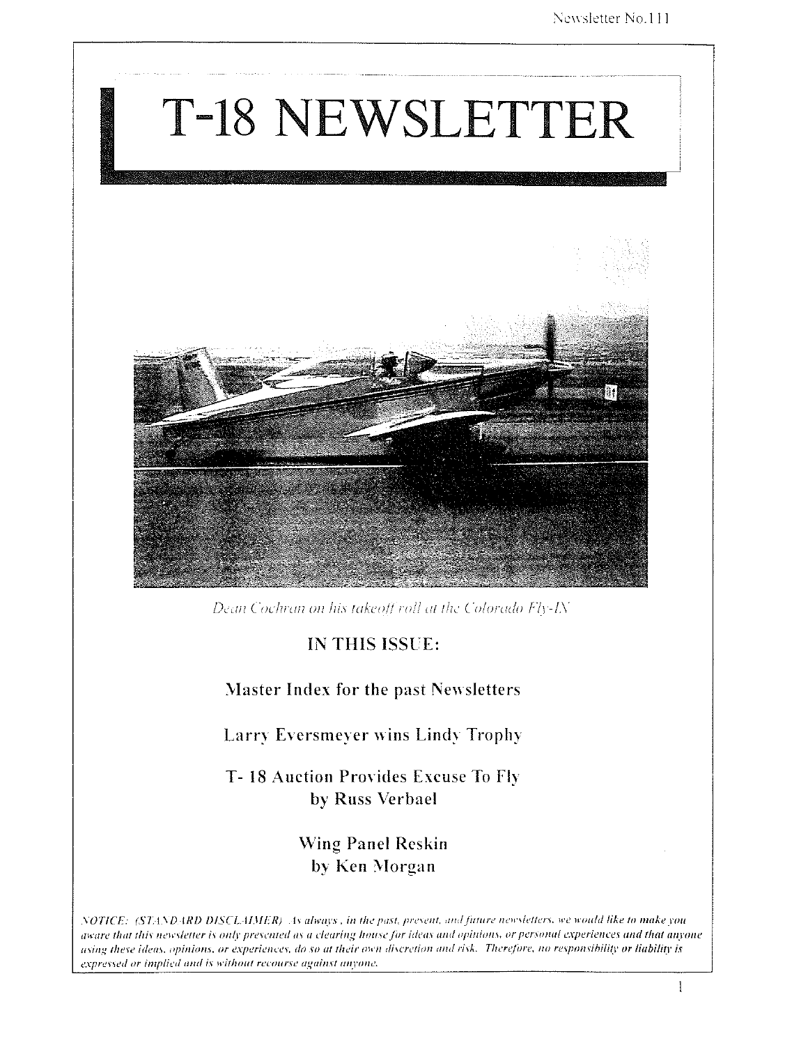# T-18 NEWSLETTER

*Dean Cochran on his takeoff roll at the Colorado Fly-IN*

## IN THIS ISSUE:

Master Index for the past Newsletters

Larry Eversmeyer wins Lindy Trophy

T- 18 Auction Provides Excuse To Fly
by Russ Verbael

Wing Panel Reskin
by Ken Morgan

*NOTICE: (STANDARD DISCLAIMER) As always, in the past, present, and future newsletters, we would like to make you aware that this newsletter is only presented as a clearing house for ideas and opinions, or personal experiences and that anyone using these ideas, opinions, or experiences, do so at their own discretion and risk. Therefore, no responsibility or liability is expressed or implied and is without recourse against anyone.*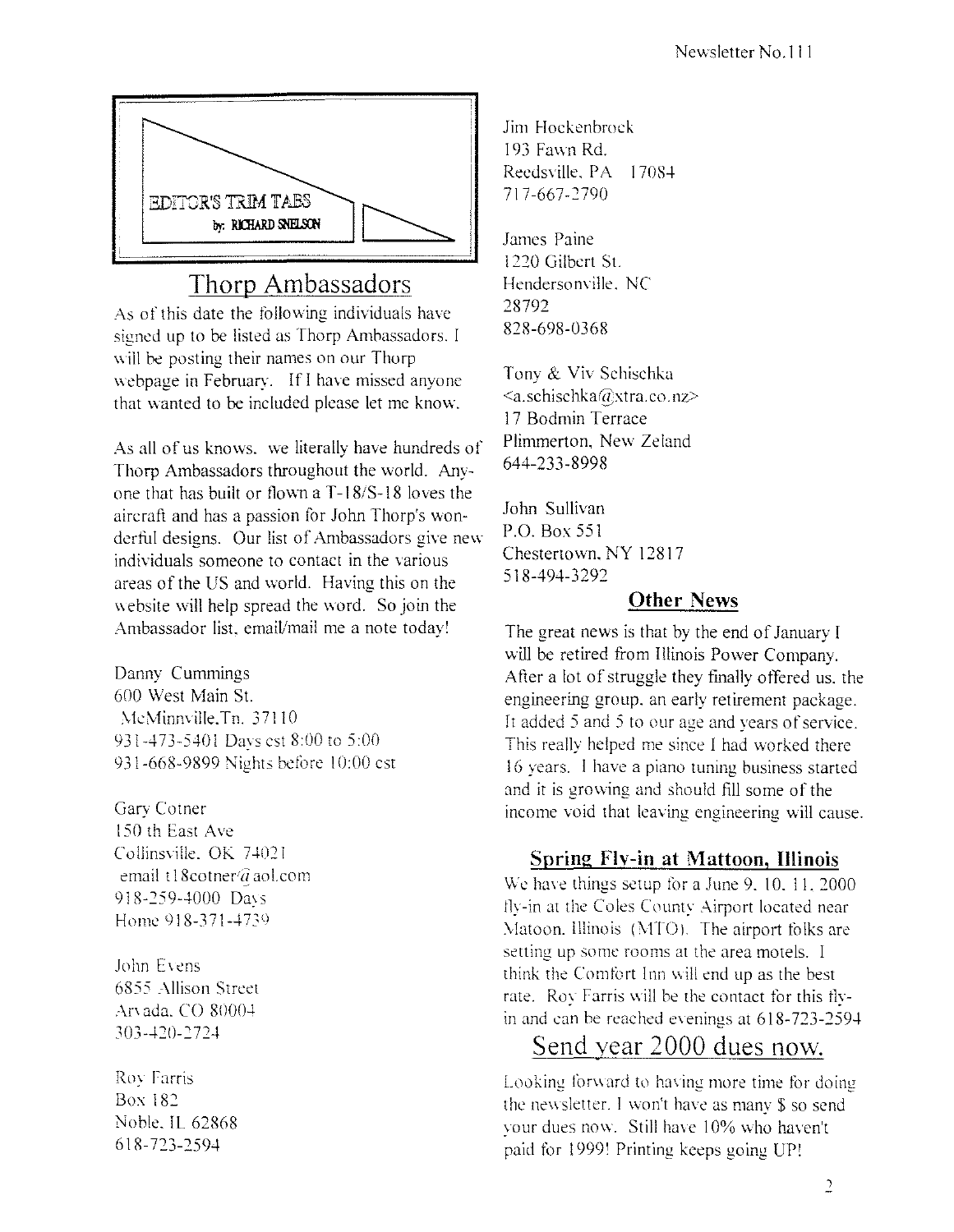EDITOR'S TRIM TABS
by: RICHARD SNELSON

## Thorp Ambassadors

As of this date the following individuals have signed up to be listed as Thorp Ambassadors. I will be posting their names on our Thorp webpage in February. If I have missed anyone that wanted to be included please let me know.

As all of us knows, we literally have hundreds of Thorp Ambassadors throughout the world. Anyone that has built or flown a T-18/S-18 loves the aircraft and has a passion for John Thorp's wonderful designs. Our list of Ambassadors give new individuals someone to contact in the various areas of the US and world. Having this on the website will help spread the word. So join the Ambassador list, email/mail me a note today!

Danny Cummings
600 West Main St.
McMinnville,Tn. 37110
931-473-5401 Days cst 8:00 to 5:00
931-668-9899 Nights before 10:00 cst

Gary Cotner
150 th East Ave
Collinsville, OK 74021
email t18cotner@aol.com
918-259-4000 Days
Home 918-371-4739

John Evens
6855 Allison Street
Arvada, CO 80004
303-420-2724

Roy Farris
Box 182
Noble, IL 62868
618-723-2594

Jim Hockenbrock
193 Fawn Rd.
Reedsville, PA 17084
717-667-2790

James Paine
1220 Gilbert St.
Hendersonville, NC
28792
828-698-0368

Tony & Viv Schischka
<a.schischka@xtra.co.nz>
17 Bodmin Terrace
Plimmerton, New Zeland
644-233-8998

John Sullivan
P.O. Box 551
Chestertown, NY 12817
518-494-3292

### Other News

The great news is that by the end of January I will be retired from Illinois Power Company. After a lot of struggle they finally offered us, the engineering group, an early retirement package. It added 5 and 5 to our age and years of service. This really helped me since I had worked there 16 years. I have a piano tuning business started and it is growing and should fill some of the income void that leaving engineering will cause.

### Spring Fly-in at Mattoon, Illinois

We have things setup for a June 9, 10, 11, 2000 fly-in at the Coles County Airport located near Matoon, Illinois (MTO). The airport folks are setting up some rooms at the area motels. I think the Comfort Inn will end up as the best rate. Roy Farris will be the contact for this fly-in and can be reached evenings at 618-723-2594

## Send year 2000 dues now.

Looking forward to having more time for doing the newsletter. I won't have as many $ so send your dues now. Still have 10% who haven't paid for 1999! Printing keeps going UP!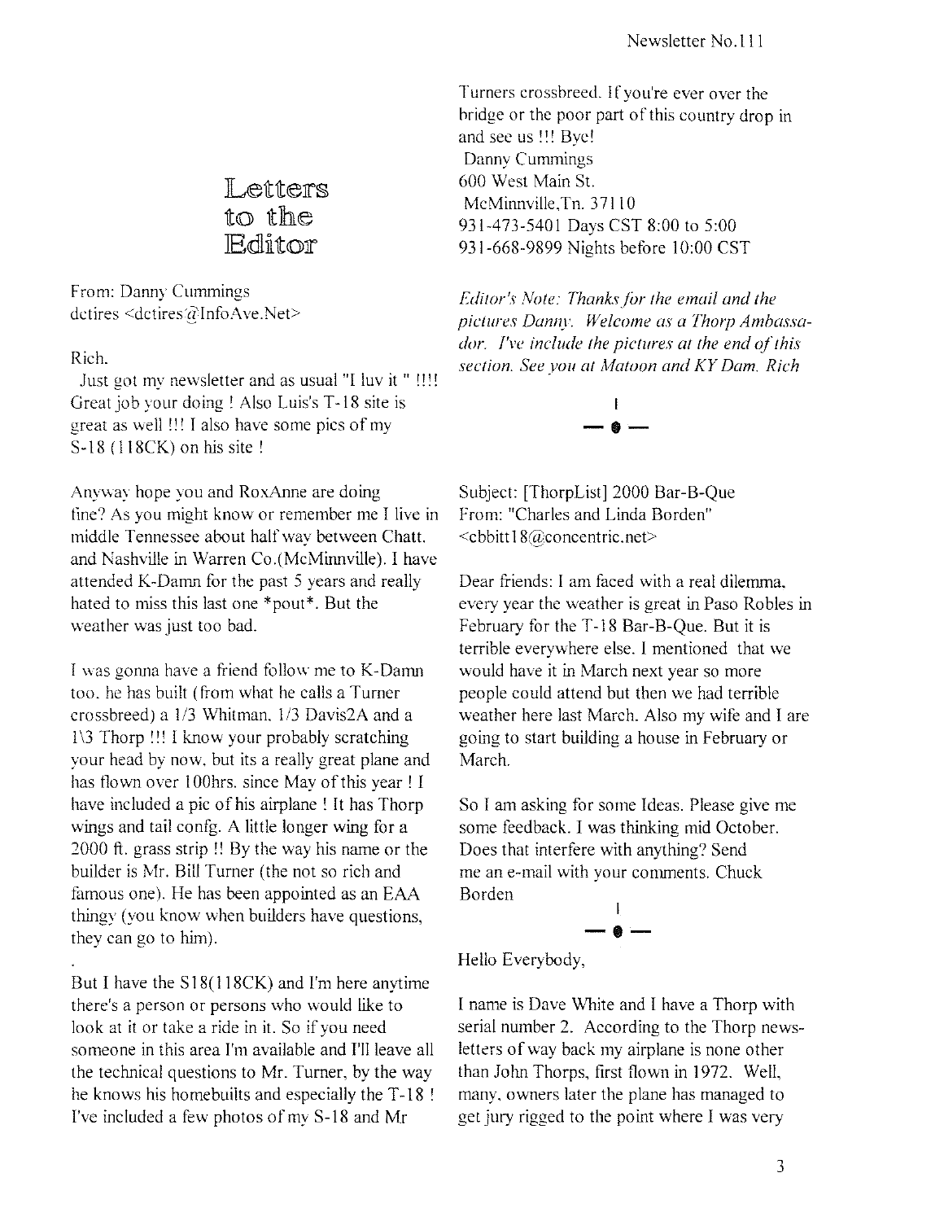# Letters to the Editor

From: Danny Cummings
dctires <dctires@InfoAve.Net>

Rich,

Just got my newsletter and as usual "I luv it " !!!! Great job your doing ! Also Luis's T-18 site is great as well !!! I also have some pics of my S-18 (118CK) on his site !

Anyway hope you and RoxAnne are doing fine? As you might know or remember me I live in middle Tennessee about half way between Chatt. and Nashville in Warren Co.(McMinnville). I have attended K-Damn for the past 5 years and really hated to miss this last one *pout*. But the weather was just too bad.

I was gonna have a friend follow me to K-Damn too. he has built (from what he calls a Turner crossbreed) a 1/3 Whitman, 1/3 Davis2A and a 1\3 Thorp !!! I know your probably scratching your head by now, but its a really great plane and has flown over 100hrs. since May of this year ! I have included a pic of his airplane ! It has Thorp wings and tail confg. A little longer wing for a 2000 ft. grass strip !! By the way his name or the builder is Mr. Bill Turner (the not so rich and famous one). He has been appointed as an EAA thingy (you know when builders have questions, they can go to him).

But I have the S18(118CK) and I'm here anytime there's a person or persons who would like to look at it or take a ride in it. So if you need someone in this area I'm available and I'll leave all the technical questions to Mr. Turner, by the way he knows his homebuilts and especially the T-18 ! I've included a few photos of my S-18 and Mr Turners crossbreed. If you're ever over the bridge or the poor part of this country drop in and see us !!! Bye!

Danny Cummings
600 West Main St.
McMinnville,Tn. 37110
931-473-5401 Days CST 8:00 to 5:00
931-668-9899 Nights before 10:00 CST

*Editor's Note: Thanks for the email and the pictures Danny. Welcome as a Thorp Ambassador. I've include the pictures at the end of this section. See you at Matoon and KY Dam. Rich*

---

Subject: [ThorpList] 2000 Bar-B-Que
From: "Charles and Linda Borden" <cbbitt18@concentric.net>

Dear friends: I am faced with a real dilemma, every year the weather is great in Paso Robles in February for the T-18 Bar-B-Que. But it is terrible everywhere else. I mentioned that we would have it in March next year so more people could attend but then we had terrible weather here last March. Also my wife and I are going to start building a house in February or March.

So I am asking for some Ideas. Please give me some feedback. I was thinking mid October. Does that interfere with anything? Send me an e-mail with your comments. Chuck Borden

---

Hello Everybody,

I name is Dave White and I have a Thorp with serial number 2. According to the Thorp newsletters of way back my airplane is none other than John Thorps, first flown in 1972. Well, many, owners later the plane has managed to get jury rigged to the point where I was very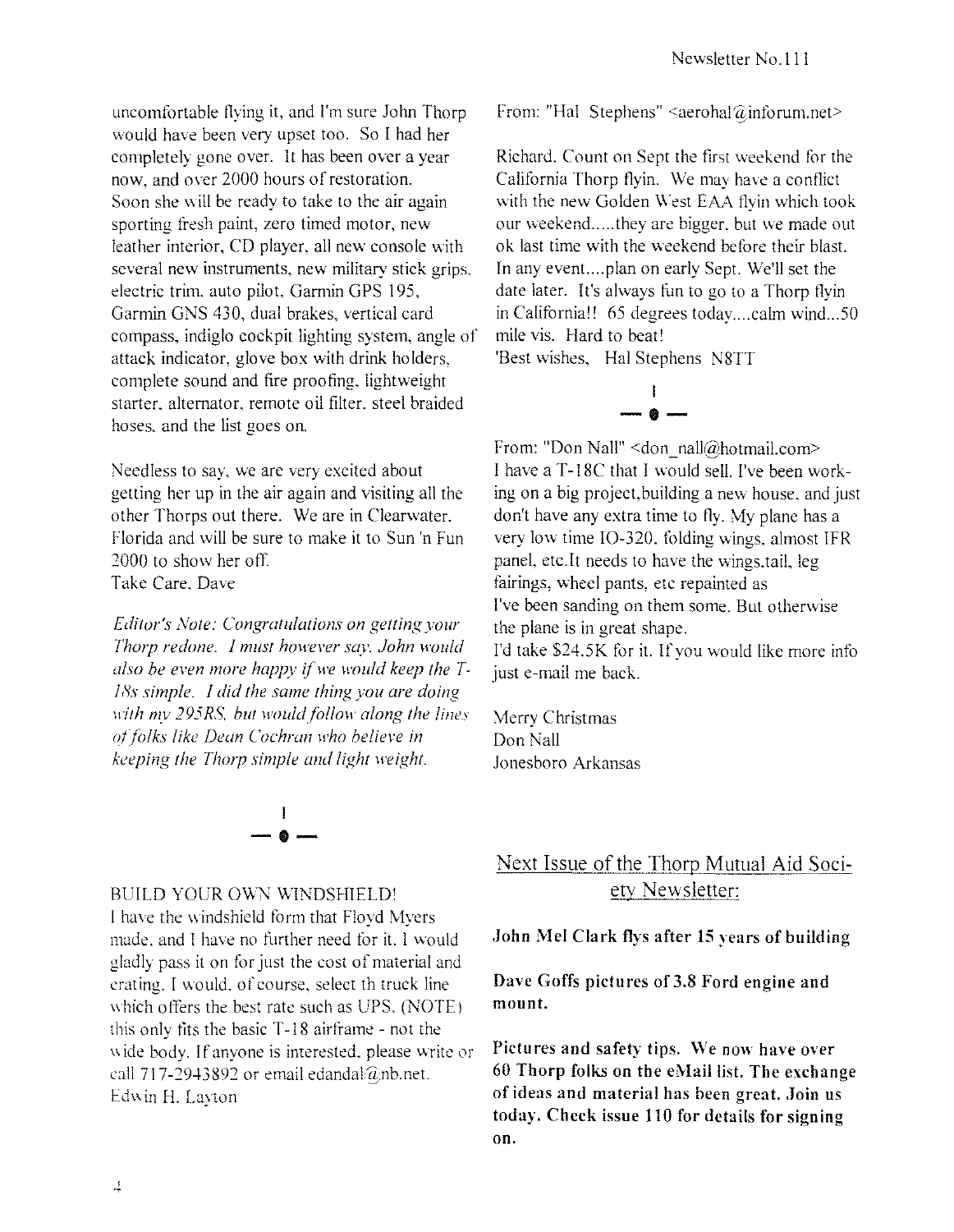uncomfortable flying it, and I'm sure John Thorp would have been very upset too. So I had her completely gone over. It has been over a year now, and over 2000 hours of restoration. Soon she will be ready to take to the air again sporting fresh paint, zero timed motor, new leather interior, CD player, all new console with several new instruments, new military stick grips, electric trim, auto pilot, Garmin GPS 195, Garmin GNS 430, dual brakes, vertical card compass, indiglo cockpit lighting system, angle of attack indicator, glove box with drink holders, complete sound and fire proofing, lightweight starter, alternator, remote oil filter, steel braided hoses, and the list goes on.

Needless to say, we are very excited about getting her up in the air again and visiting all the other Thorps out there. We are in Clearwater, Florida and will be sure to make it to Sun 'n Fun 2000 to show her off.
Take Care, Dave

*Editor's Note: Congratulations on getting your Thorp redone. I must however say. John would also be even more happy if we would keep the T-18s simple. I did the same thing you are doing with my 295RS, but would follow along the lines of folks like Dean Cochran who believe in keeping the Thorp simple and light weight.*

---

BUILD YOUR OWN WINDSHIELD!
I have the windshield form that Floyd Myers made, and I have no further need for it. I would gladly pass it on for just the cost of material and crating. I would, of course, select th truck line which offers the best rate such as UPS. (NOTE) this only fits the basic T-18 airframe - not the wide body. If anyone is interested, please write or call 717-2943892 or email edandal@nb.net.
Edwin H. Layton

From: "Hal Stephens" <aerohal@inforum.net>

Richard. Count on Sept the first weekend for the California Thorp flyin. We may have a conflict with the new Golden West EAA flyin which took our weekend.....they are bigger, but we made out ok last time with the weekend before their blast. In any event....plan on early Sept. We'll set the date later. It's always fun to go to a Thorp flyin in California!! 65 degrees today....calm wind...50 mile vis. Hard to beat!
'Best wishes, Hal Stephens N8TT

---

From: "Don Nall" <don_nall@hotmail.com>
I have a T-18C that I would sell. I've been working on a big project,building a new house, and just don't have any extra time to fly. My plane has a very low time IO-320, folding wings, almost IFR panel, etc.It needs to have the wings,tail, leg fairings, wheel pants, etc repainted as I've been sanding on them some. But otherwise the plane is in great shape.
I'd take $24.5K for it. If you would like more info just e-mail me back.

Merry Christmas
Don Nall
Jonesboro Arkansas

## Next Issue of the Thorp Mutual Aid Society Newsletter:

**John Mel Clark flys after 15 years of building**

**Dave Goffs pictures of 3.8 Ford engine and mount.**

**Pictures and safety tips. We now have over 60 Thorp folks on the eMail list. The exchange of ideas and material has been great. Join us today. Check issue 110 for details for signing on.**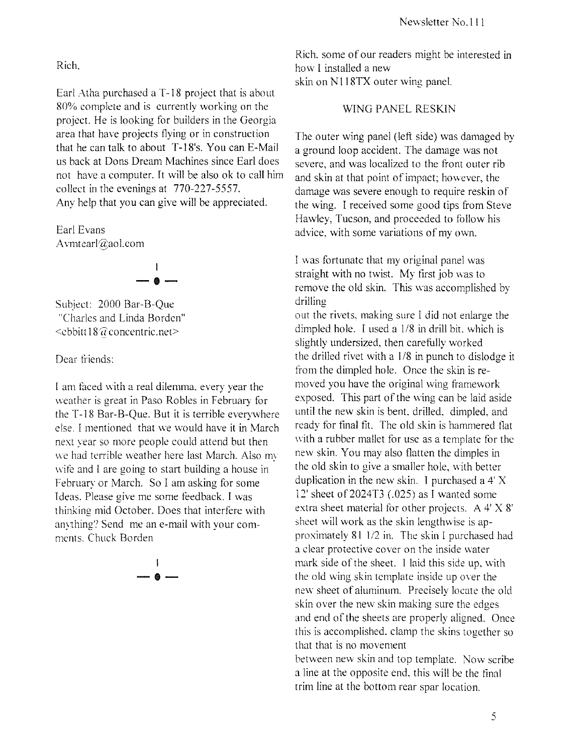Rich,

Earl Atha purchased a T-18 project that is about 80% complete and is currently working on the project. He is looking for builders in the Georgia area that have projects flying or in construction that he can talk to about T-18's. You can E-Mail us back at Dons Dream Machines since Earl does not have a computer. It will be also ok to call him collect in the evenings at 770-227-5557. Any help that you can give will be appreciated.

Earl Evans
Avmtearl@aol.com

---

Subject: 2000 Bar-B-Que
"Charles and Linda Borden"
<cbbitt18@concentric.net>

Dear friends:

I am faced with a real dilemma, every year the weather is great in Paso Robles in February for the T-18 Bar-B-Que. But it is terrible everywhere else. I mentioned that we would have it in March next year so more people could attend but then we had terrible weather here last March. Also my wife and I are going to start building a house in February or March. So I am asking for some Ideas. Please give me some feedback. I was thinking mid October. Does that interfere with anything? Send me an e-mail with your comments. Chuck Borden

---

Rich, some of our readers might be interested in how I installed a new skin on N118TX outer wing panel.

## WING PANEL RESKIN

The outer wing panel (left side) was damaged by a ground loop accident. The damage was not severe, and was localized to the front outer rib and skin at that point of impact; however, the damage was severe enough to require reskin of the wing. I received some good tips from Steve Hawley, Tucson, and proceeded to follow his advice, with some variations of my own.

I was fortunate that my original panel was straight with no twist. My first job was to remove the old skin. This was accomplished by drilling out the rivets, making sure I did not enlarge the dimpled hole. I used a 1/8 in drill bit, which is slightly undersized, then carefully worked the drilled rivet with a 1/8 in punch to dislodge it from the dimpled hole. Once the skin is removed you have the original wing framework exposed. This part of the wing can be laid aside until the new skin is bent, drilled, dimpled, and ready for final fit. The old skin is hammered flat with a rubber mallet for use as a template for the new skin. You may also flatten the dimples in the old skin to give a smaller hole, with better duplication in the new skin. I purchased a 4' X 12' sheet of 2024T3 (.025) as I wanted some extra sheet material for other projects. A 4' X 8' sheet will work as the skin lengthwise is approximately 81 1/2 in. The skin I purchased had a clear protective cover on the inside water mark side of the sheet. I laid this side up, with the old wing skin template inside up over the new sheet of aluminum. Precisely locate the old skin over the new skin making sure the edges and end of the sheets are properly aligned. Once this is accomplished, clamp the skins together so that that is no movement between new skin and top template. Now scribe a line at the opposite end, this will be the final trim line at the bottom rear spar location.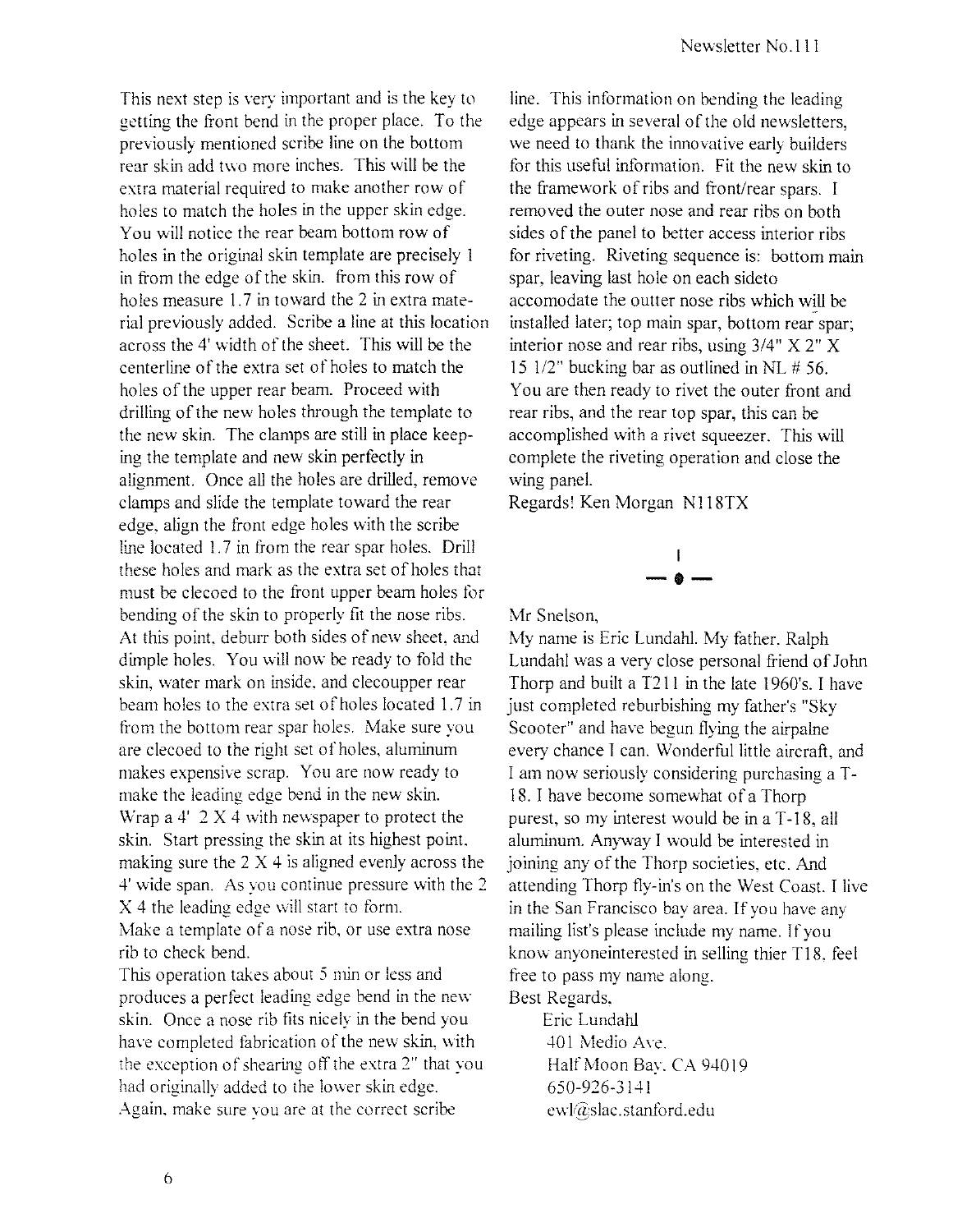This next step is very important and is the key to getting the front bend in the proper place. To the previously mentioned scribe line on the bottom rear skin add two more inches. This will be the extra material required to make another row of holes to match the holes in the upper skin edge. You will notice the rear beam bottom row of holes in the original skin template are precisely 1 in from the edge of the skin. from this row of holes measure 1.7 in toward the 2 in extra material previously added. Scribe a line at this location across the 4' width of the sheet. This will be the centerline of the extra set of holes to match the holes of the upper rear beam. Proceed with drilling of the new holes through the template to the new skin. The clamps are still in place keeping the template and new skin perfectly in alignment. Once all the holes are drilled, remove clamps and slide the template toward the rear edge, align the front edge holes with the scribe line located 1.7 in from the rear spar holes. Drill these holes and mark as the extra set of holes that must be clecoed to the front upper beam holes for bending of the skin to properly fit the nose ribs. At this point, deburr both sides of new sheet, and dimple holes. You will now be ready to fold the skin, water mark on inside, and clecoupper rear beam holes to the extra set of holes located 1.7 in from the bottom rear spar holes. Make sure you are clecoed to the right set of holes, aluminum makes expensive scrap. You are now ready to make the leading edge bend in the new skin. Wrap a 4' 2 X 4 with newspaper to protect the skin. Start pressing the skin at its highest point, making sure the 2 X 4 is aligned evenly across the 4' wide span. As you continue pressure with the 2 X 4 the leading edge will start to form.

Make a template of a nose rib, or use extra nose rib to check bend.

This operation takes about 5 min or less and produces a perfect leading edge bend in the new skin. Once a nose rib fits nicely in the bend you have completed fabrication of the new skin, with the exception of shearing off the extra 2" that you had originally added to the lower skin edge. Again, make sure you are at the correct scribe line. This information on bending the leading edge appears in several of the old newsletters, we need to thank the innovative early builders for this useful information. Fit the new skin to the framework of ribs and front/rear spars. I removed the outer nose and rear ribs on both sides of the panel to better access interior ribs for riveting. Riveting sequence is: bottom main spar, leaving last hole on each sideto accomodate the outter nose ribs which will be installed later; top main spar, bottom rear spar; interior nose and rear ribs, using 3/4" X 2" X 15 1/2" bucking bar as outlined in NL # 56. You are then ready to rivet the outer front and rear ribs, and the rear top spar, this can be accomplished with a rivet squeezer. This will complete the riveting operation and close the wing panel.

Regards! Ken Morgan N118TX

---

Mr Snelson,

My name is Eric Lundahl. My father. Ralph Lundahl was a very close personal friend of John Thorp and built a T211 in the late 1960's. I have just completed reburbishing my father's "Sky Scooter" and have begun flying the airpalne every chance I can. Wonderful little aircraft, and I am now seriously considering purchasing a T-18. I have become somewhat of a Thorp purest, so my interest would be in a T-18, all aluminum. Anyway I would be interested in joining any of the Thorp societies, etc. And attending Thorp fly-in's on the West Coast. I live in the San Francisco bay area. If you have any mailing list's please include my name. If you know anyoneinterested in selling thier T18, feel free to pass my name along.

Best Regards,

Eric Lundahl
401 Medio Ave.
Half Moon Bay, CA 94019
650-926-3141
ewl@slac.stanford.edu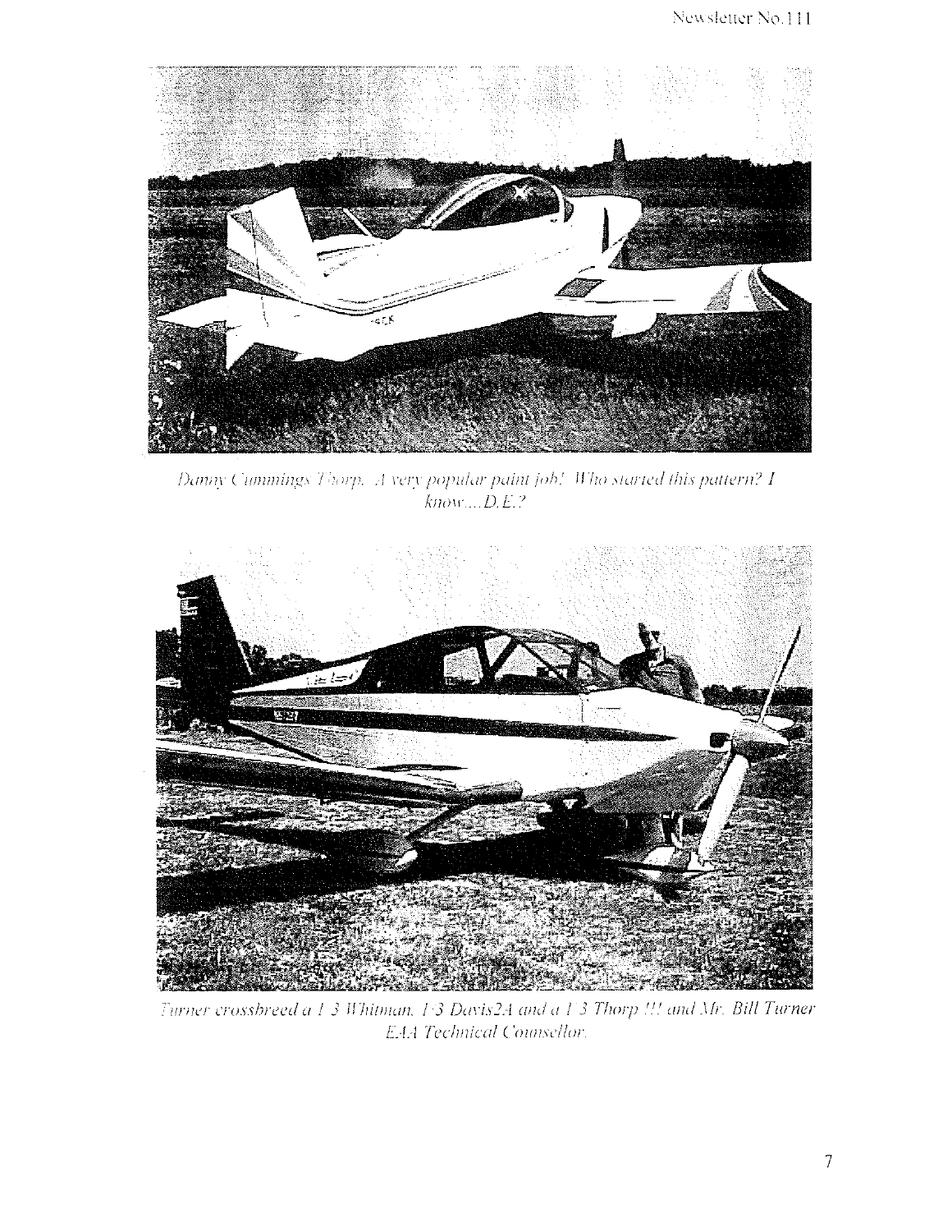*Danny Cummings Thorp. A very popular paint job! Who started this pattern? I know....D.E.?*

*Turner crossbreed a 1/3 Whitman, 1/3 Davis2A and a 1/3 Thorp !!! and Mr. Bill Turner EAA Technical Counsellor.*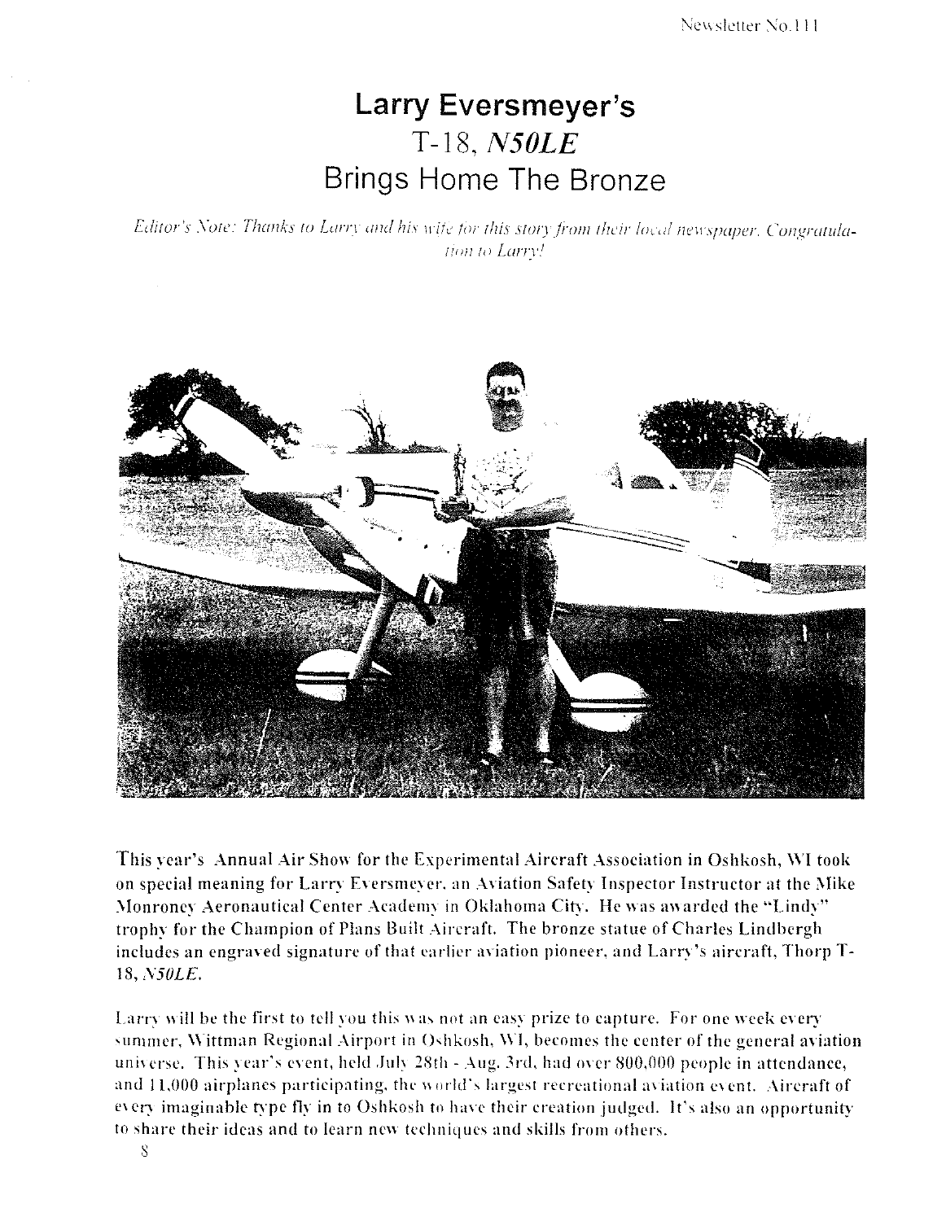# Larry Eversmeyer's
## T-18, *N50LE*
## Brings Home The Bronze

*Editor's Note: Thanks to Larry and his wife for this story from their local newspaper. Congratulation to Larry!*

This year's Annual Air Show for the Experimental Aircraft Association in Oshkosh, WI took on special meaning for Larry Eversmeyer, an Aviation Safety Inspector Instructor at the Mike Monroney Aeronautical Center Academy in Oklahoma City. He was awarded the "Lindy" trophy for the Champion of Plans Built Aircraft. The bronze statue of Charles Lindbergh includes an engraved signature of that earlier aviation pioneer, and Larry's aircraft, Thorp T-18, *N50LE*.

Larry will be the first to tell you this was not an easy prize to capture. For one week every summer, Wittman Regional Airport in Oshkosh, WI, becomes the center of the general aviation universe. This year's event, held July 28th - Aug. 3rd, had over 800,000 people in attendance, and 11,000 airplanes participating, the world's largest recreational aviation event. Aircraft of every imaginable type fly in to Oshkosh to have their creation judged. It's also an opportunity to share their ideas and to learn new techniques and skills from others.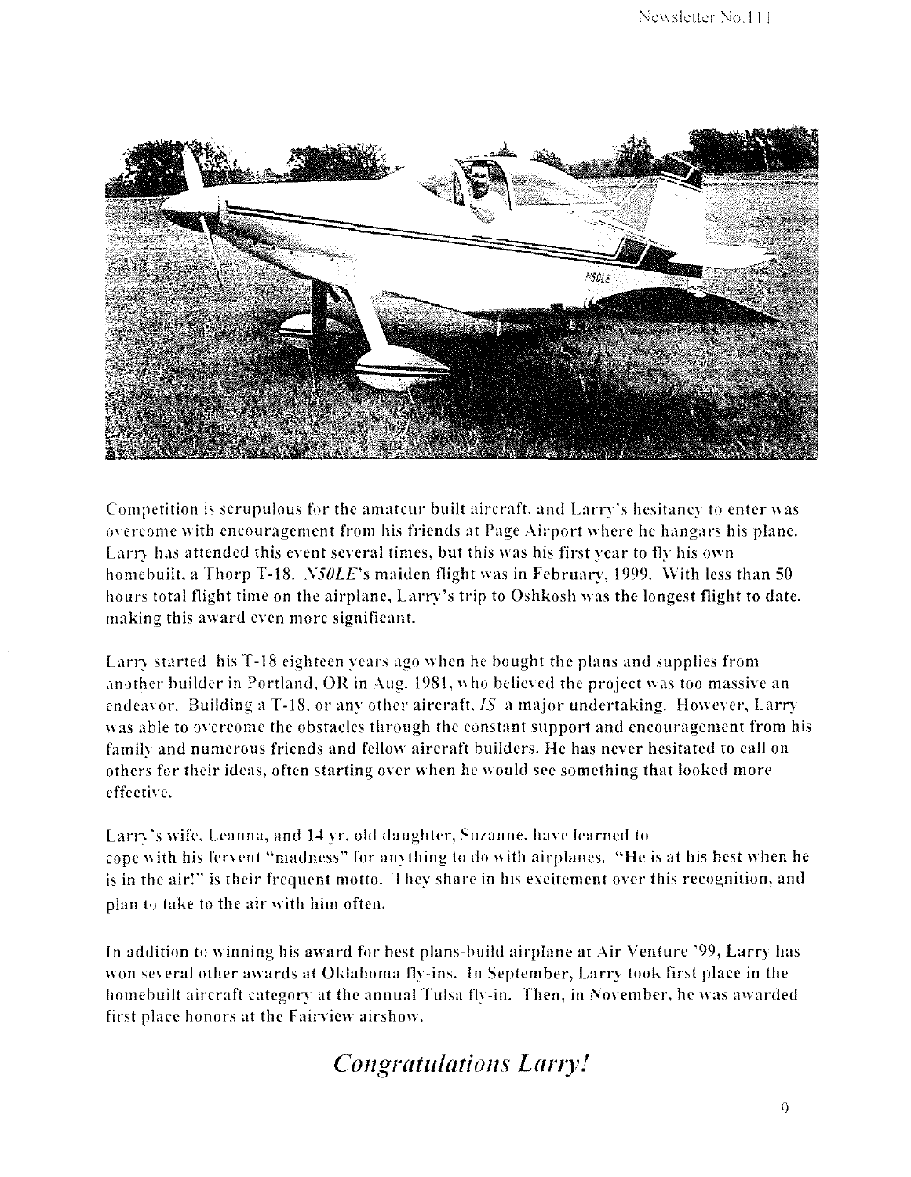Competition is scrupulous for the amateur built aircraft, and Larry's hesitancy to enter was overcome with encouragement from his friends at Page Airport where he hangars his plane. Larry has attended this event several times, but this was his first year to fly his own homebuilt, a Thorp T-18. *N50LE*'s maiden flight was in February, 1999. With less than 50 hours total flight time on the airplane, Larry's trip to Oshkosh was the longest flight to date, making this award even more significant.

Larry started his T-18 eighteen years ago when he bought the plans and supplies from another builder in Portland, OR in Aug. 1981, who believed the project was too massive an endeavor. Building a T-18, or any other aircraft, *IS* a major undertaking. However, Larry was able to overcome the obstacles through the constant support and encouragement from his family and numerous friends and fellow aircraft builders. He has never hesitated to call on others for their ideas, often starting over when he would see something that looked more effective.

Larry's wife, Leanna, and 14 yr. old daughter, Suzanne, have learned to cope with his fervent "madness" for anything to do with airplanes. "He is at his best when he is in the air!" is their frequent motto. They share in his excitement over this recognition, and plan to take to the air with him often.

In addition to winning his award for best plans-build airplane at Air Venture '99, Larry has won several other awards at Oklahoma fly-ins. In September, Larry took first place in the homebuilt aircraft category at the annual Tulsa fly-in. Then, in November, he was awarded first place honors at the Fairview airshow.

## *Congratulations Larry!*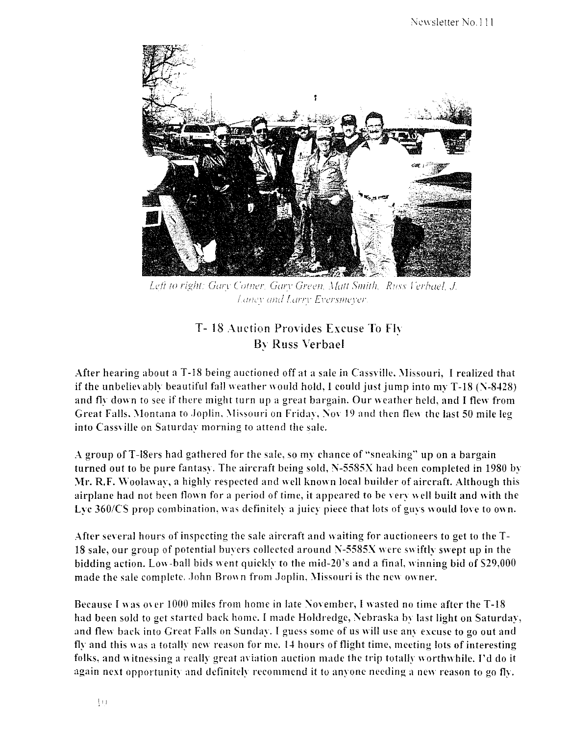*Left to right: Gary Cotner, Gary Green, Matt Smith, Russ Verbael, J. Laney and Larry Eversmeyer.*

## T- 18 Auction Provides Excuse To Fly
### By Russ Verbael

After hearing about a T-18 being auctioned off at a sale in Cassville, Missouri, I realized that if the unbelievably beautiful fall weather would hold, I could just jump into my T-18 (N-8428) and fly down to see if there might turn up a great bargain. Our weather held, and I flew from Great Falls, Montana to Joplin, Missouri on Friday, Nov 19 and then flew the last 50 mile leg into Cassville on Saturday morning to attend the sale.

A group of T-l8ers had gathered for the sale, so my chance of "sneaking" up on a bargain turned out to be pure fantasy. The aircraft being sold, N-5585X had been completed in 1980 by Mr. R.F. Woolaway, a highly respected and well known local builder of aircraft. Although this airplane had not been flown for a period of time, it appeared to be very well built and with the Lyc 360/CS prop combination, was definitely a juicy piece that lots of guys would love to own.

After several hours of inspecting the sale aircraft and waiting for auctioneers to get to the T-18 sale, our group of potential buyers collected around N-5585X were swiftly swept up in the bidding action. Low-ball bids went quickly to the mid-20's and a final, winning bid of $29,000 made the sale complete. John Brown from Joplin, Missouri is the new owner.

Because I was over 1000 miles from home in late November, I wasted no time after the T-18 had been sold to get started back home. I made Holdredge, Nebraska by last light on Saturday, and flew back into Great Falls on Sunday. I guess some of us will use any excuse to go out and fly and this was a totally new reason for me. 14 hours of flight time, meeting lots of interesting folks, and witnessing a really great aviation auction made the trip totally worthwhile. I'd do it again next opportunity and definitely recommend it to anyone needing a new reason to go fly.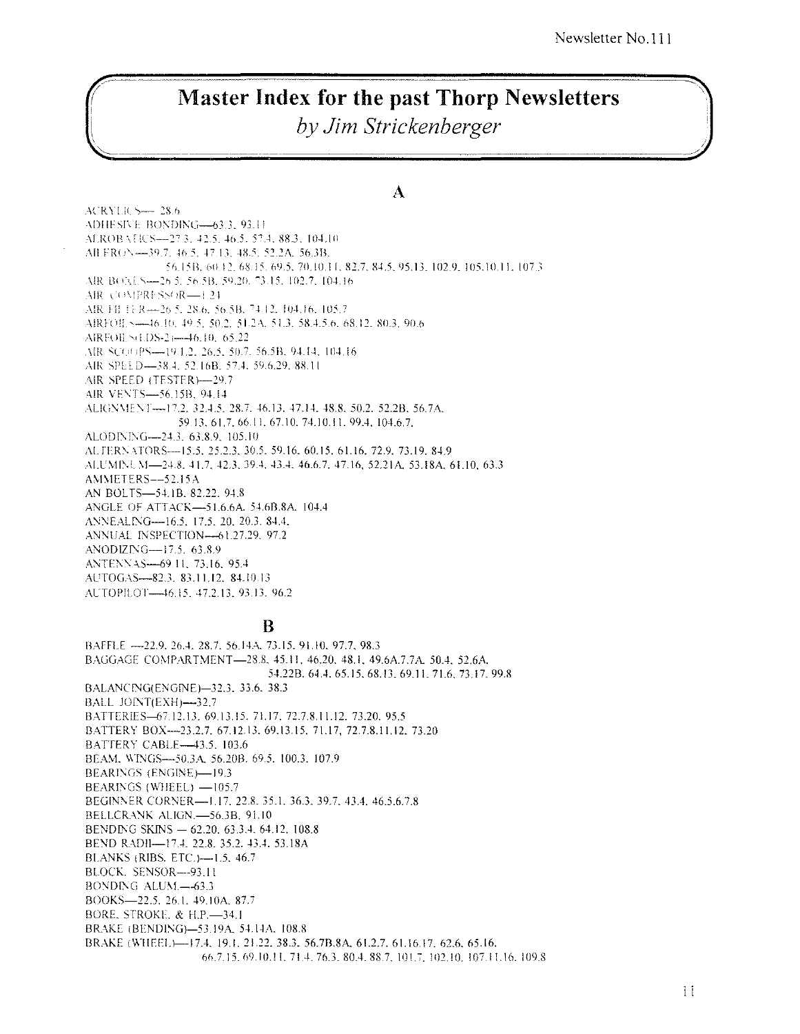# Master Index for the past Thorp Newsletters

*by Jim Strickenberger*

## A

ACRYLICS— 28.6
ADHESIVE BONDING—63.3. 93.11
AEROBATICS—27.3. 42.5. 46.5. 57.4. 88.3. 104.10
AILERON—39.7. 46.5. 47.13. 48.5. 52.2A. 56.3B.
56.15B. 60.12. 68.15. 69.5. 70.10.11. 82.7. 84.5. 95.13. 102.9. 105.10.11. 107.3
AIR BOXES—26.5. 56.5B. 59.20. 73.15. 102.7. 104.16
AIR COMPRESSOR—1.21
AIR FILTER—26.5. 28.6. 56.5B. 74.12. 104.16. 105.7
AIRFOILS—46.10. 49.5. 50.2. 51.2A. 51.3. 58.4.5.6. 68.12. 80.3. 90.6
AIRFOIL SLEDS-21—46.10. 65.22
AIR SCOOPS—19.1.2. 26.5. 50.7. 56.5B. 94.14. 104.16
AIR SPEED—38.4. 52.16B. 57.4. 59.6.29. 88.11
AIR SPEED (TESTER)—29.7
AIR VENTS—56.15B. 94.14
ALIGNMENT—17.2. 32.4.5. 28.7. 46.13. 47.14. 48.8. 50.2. 52.2B. 56.7A.
59.13. 61.7. 66.11. 67.10. 74.10.11. 99.4. 104.6.7.
ALODINING—24.3. 63.8.9. 105.10
ALTERNATORS—15.5. 25.2.3. 30.5. 59.16. 60.15. 61.16. 72.9. 73.19. 84.9
ALUMINUM—24.8. 41.7. 42.3. 39.4. 43.4. 46.6.7. 47.16. 52.21A. 53.18A. 61.10. 63.3
AMMETERS—52.15A
AN BOLTS—54.1B. 82.22. 94.8
ANGLE OF ATTACK—51.6.6A. 54.6B.8A. 104.4
ANNEALING—16.5. 17.5. 20. 20.3. 84.4.
ANNUAL INSPECTION—61.27.29. 97.2
ANODIZING—17.5. 63.8.9
ANTENNAS—69.11. 73.16. 95.4
AUTOGAS—82.3. 83.11.12. 84.10.13
AUTOPILOT—46.15. 47.2.13. 93.13. 96.2

## B

BAFFLE —22.9. 26.4. 28.7. 56.14A. 73.15. 91.10. 97.7. 98.3
BAGGAGE COMPARTMENT—28.8. 45.11. 46.20. 48.1. 49.6A.7.7A. 50.4. 52.6A.
54.22B. 64.4. 65.15. 68.13. 69.11. 71.6. 73.17. 99.8
BALANCING(ENGINE)—32.3. 33.6. 38.3
BALL JOINT(EXH)—32.7
BATTERIES—67.12.13. 69.13.15. 71.17. 72.7.8.11.12. 73.20. 95.5
BATTERY BOX—23.2.7. 67.12.13. 69.13.15. 71.17. 72.7.8.11.12. 73.20
BATTERY CABLE—43.5. 103.6
BEAM. WINGS—50.3A. 56.20B. 69.5. 100.3. 107.9
BEARINGS (ENGINE)—19.3
BEARINGS (WHEEL) —105.7
BEGINNER CORNER—1.17. 22.8. 35.1. 36.3. 39.7. 43.4. 46.5.6.7.8
BELLCRANK ALIGN.—56.3B. 91.10
BENDING SKINS — 62.20. 63.3.4. 64.12. 108.8
BEND RADII—17.4. 22.8. 35.2. 43.4. 53.18A
BLANKS (RIBS. ETC.)—1.5. 46.7
BLOCK. SENSOR—93.11
BONDING ALUM.—63.3
BOOKS—22.5. 26.1. 49.10A. 87.7
BORE. STROKE. & H.P.—34.1
BRAKE (BENDING)—53.19A. 54.14A. 108.8
BRAKE (WHEEL)—17.4. 19.1. 21.22. 38.3. 56.7B.8A. 61.2.7. 61.16.17. 62.6. 65.16.
66.7.15. 69.10.11. 71.4. 76.3. 80.4. 88.7. 101.7. 102.10. 107.11.16. 109.8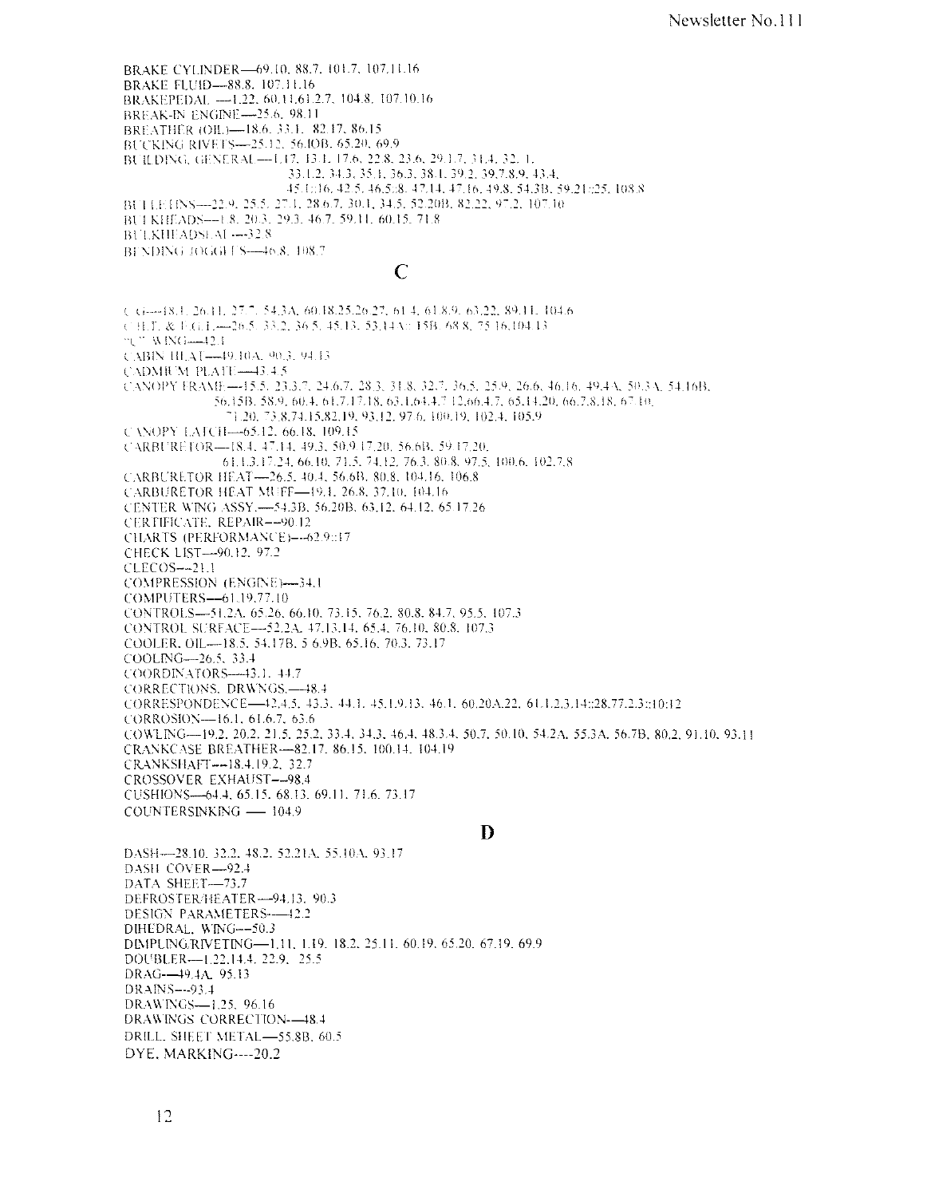BRAKE CYLINDER—69.10. 88.7. 101.7. 107.11.16
BRAKE FLUID—88.8. 107.11.16
BRAKEPEDAL —1.22. 60.11.61.2.7. 104.8. 107.10.16
BREAK-IN ENGINE—25.6. 98.11
BREATHER (OIL)—18.6. 33.1. 82.17. 86.15
BUCKING RIVETS—25.12. 56.10B. 65.20. 69.9
BUILDING, GENERAL—1.17. 13.1. 17.6. 22.8. 23.6. 29.1.7. 31.4. 32. 1. 33.1.2. 34.3. 35.1. 36.3. 38.1. 39.2. 39.7.8.9. 43.4. 45.1::16. 42.5. 46.5::8. 47.14. 47.16. 49.8. 54.3B. 59.21::25. 108.8
BULLETINS—22.9. 25.5. 27.1. 28.6.7. 30.1. 34.5. 52.20B. 82.22. 97.2. 107.10
BULKHEADS—1.8. 20.3. 29.3. 46.7. 59.11. 60.15. 71.8
BULKHEADSEAL —32.8
BENDING JOGGLES—46.8. 108.7

## C

C.G.—18.1. 26.11. 27.7. 54.3A. 60.18.25.26.27. 61.4. 61.8.9. 63.22. 89.11. 104.6
CHT. & EGT.—26.5. 33.2. 36.5. 45.13. 53.14A:: 15B. 68.8. 75.16.104.13
"C" WING—42.1
CABIN HEAT—49.10A. 90.3. 94.13
CADMIUM PLATE—43.4.5
CANOPY FRAME—15.5. 23.3.7. 24.6.7. 28.3. 31.8. 32.7. 36.5. 25.9. 26.6. 46.16. 49.4A. 50.3A. 54.16B. 56.15B. 58.9. 60.4. 61.7.17.18. 63.1.64.4.7.12.66.4.7. 65.14.20. 66.7.8.18. 67.10. 71.20. 73.8.74.15.82.19. 93.12. 97.6. 100.19. 102.4. 105.9
CANOPY LATCH—65.12. 66.18. 109.15
CARBURETOR—18.4. 47.14. 49.3. 50.9.17.20. 56.6B. 59.17.20. 61.1.3.17.24. 66.10. 71.5. 74.12. 76.3. 80.8. 97.5. 100.6. 102.7.8
CARBURETOR HEAT—26.5. 40.4. 56.6B. 80.8. 104.16. 106.8
CARBURETOR HEAT MUFF—19.1. 26.8. 37.10. 104.16
CENTER WING ASSY.—54.3B. 56.20B. 63.12. 64.12. 65.17.26
CERTIFICATE. REPAIR—90.12
CHARTS (PERFORMANCE)—62.9::17
CHECK LIST—90.12. 97.2
CLECOS—21.1
COMPRESSION (ENGINE)—34.1
COMPUTERS—61.19.77.10
CONTROLS—51.2A. 65.26. 66.10. 73.15. 76.2. 80.8. 84.7. 95.5. 107.3
CONTROL SURFACE—52.2A. 47.13.14. 65.4. 76.10. 80.8. 107.3
COOLER. OIL—18.5. 54.17B. 5 6.9B. 65.16. 70.3. 73.17
COOLING—26.5. 33.4
COORDINATORS—43.1. 44.7
CORRECTIONS. DRWNGS.—48.4
CORRESPONDENCE—42.4.5. 43.3. 44.1. 45.1.9.13. 46.1. 60.20A.22. 61.1.2.3.14::28.77.2.3::10:12
CORROSION—16.1. 61.6.7. 63.6
COWLING—19.2. 20.2. 21.5. 25.2. 33.4. 34.3. 36.4. 46.4. 48.3.4. 50.7. 50.10. 54.2A. 55.3A. 56.7B. 80.2. 91.10. 93.11
CRANKCASE BREATHER—82.17. 86.15. 100.14. 104.19
CRANKSHAFT—18.4.19.2. 32.7
CROSSOVER EXHAUST—98.4
CUSHIONS—64.4. 65.15. 68.13. 69.11. 71.6. 73.17
COUNTERSINKING — 104.9

## D

DASH—28.10. 32.2. 48.2. 52.21A. 55.10A. 93.17
DASH COVER—92.4
DATA SHEET—73.7
DEFROSTER/HEATER—94.13. 90.3
DESIGN PARAMETERS—42.2
DIHEDRAL, WING—50.3
DIMPLING/RIVETING—1.11. 1.19. 18.2. 25.11. 60.19. 65.20. 67.19. 69.9
DOUBLER—1.22.14.4. 22.9. 25.5
DRAG—49.4A. 95.13
DRAINS—93.4
DRAWINGS—1.25. 96.16
DRAWINGS CORRECTION—48.4
DRILL. SHEET METAL—55.8B. 60.5
DYE, MARKING----20.2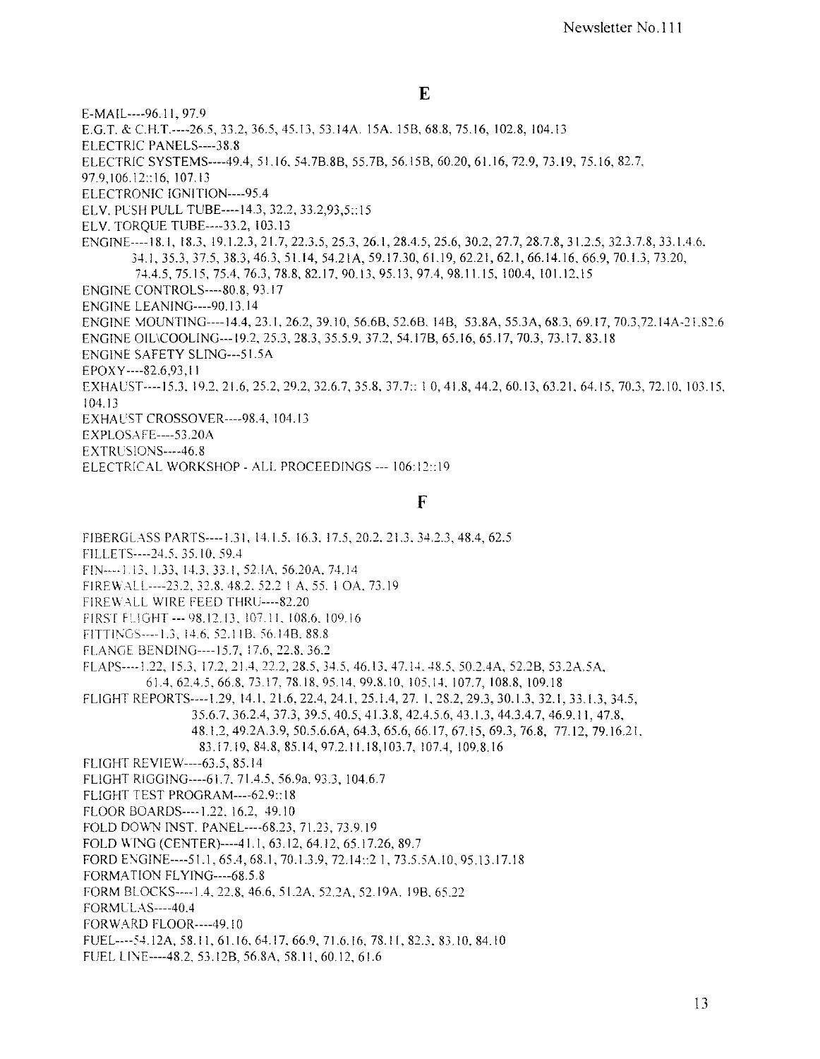## E

E-MAIL----96.11, 97.9
E.G.T. & C.H.T.----26.5, 33.2, 36.5, 45.13, 53.14A. 15A. 15B, 68.8, 75.16, 102.8, 104.13
ELECTRIC PANELS----38.8
ELECTRIC SYSTEMS----49.4, 51.16, 54.7B.8B, 55.7B, 56.15B, 60.20, 61.16, 72.9, 73.19, 75.16, 82.7, 97.9,106.12::16, 107.13
ELECTRONIC IGNITION----95.4
ELV. PUSH PULL TUBE----14.3, 32.2, 33.2,93,5::15
ELV. TORQUE TUBE----33.2, 103.13
ENGINE----18.1, 18.3, 19.1.2.3, 21.7, 22.3.5, 25.3, 26.1, 28.4.5, 25.6, 30.2, 27.7, 28.7.8, 31.2.5, 32.3.7.8, 33.1.4.6. 34.1, 35.3, 37.5, 38.3, 46.3, 51.14, 54.21A, 59.17.30, 61.19, 62.21, 62.1, 66.14.16, 66.9, 70.1.3, 73.20, 74.4.5, 75.15, 75.4, 76.3, 78.8, 82.17, 90.13, 95.13, 97.4, 98.11.15, 100.4, 101.12,15
ENGINE CONTROLS----80.8, 93.17
ENGINE LEANING----90.13.14
ENGINE MOUNTING----14.4, 23.1, 26.2, 39.10, 56.6B, 52.6B. 14B, 53.8A, 55.3A, 68.3, 69.17, 70.3,72.14A-21.82.6
ENGINE OIL\COOLING---19.2, 25.3, 28.3, 35.5.9, 37.2, 54.17B, 65.16, 65.17, 70.3, 73.17, 83.18
ENGINE SAFETY SLING---51.5A
EPOXY----82.6,93,11
EXHAUST----15.3, 19.2, 21.6, 25.2, 29.2, 32.6.7, 35.8, 37.7:: 1 0, 41.8, 44.2, 60.13, 63.21, 64.15, 70.3, 72.10, 103.15, 104.13
EXHAUST CROSSOVER----98.4, 104.13
EXPLOSAFE----53.20A
EXTRUSIONS----46.8
ELECTRICAL WORKSHOP - ALL PROCEEDINGS --- 106:12::19

## F

FIBERGLASS PARTS----1.31, 14.1.5. 16.3. 17.5, 20.2. 21.3. 34.2.3, 48.4, 62.5
FILLETS----24.5. 35.10. 59.4
FIN----1.13. 1.33, 14.3, 33.1, 52.1A, 56.20A, 74.14
FIREWALL----23.2, 32.8. 48.2. 52.2 1 A, 55. 1 OA. 73.19
FIREWALL WIRE FEED THRU----82.20
FIRST FLIGHT --- 98.12.13, 107.11, 108.6, 109.16
FITTINGS----1.3, 14.6, 52.11B. 56.14B. 88.8
FLANGE BENDING----15.7, 17.6, 22.8, 36.2
FLAPS----1.22, 15.3, 17.2, 21.4, 22.2, 28.5, 34.5, 46.13, 47.14, 48.5, 50.2.4A, 52.2B, 53.2A.5A, 61.4, 62.4.5, 66.8, 73.17, 78.18, 95.14, 99.8.10, 105,14, 107.7, 108.8, 109.18
FLIGHT REPORTS----1.29, 14.1, 21.6, 22.4, 24.1, 25.1.4, 27. 1, 28.2, 29.3, 30.1.3, 32.1, 33.1.3, 34.5, 35.6.7, 36.2.4, 37.3, 39.5, 40.5, 41.3.8, 42.4.5.6, 43.1.3, 44.3.4.7, 46.9.11, 47.8, 48.1.2, 49.2A.3.9, 50.5.6.6A, 64.3, 65.6, 66.17, 67.15, 69.3, 76.8, 77.12, 79.16.21, 83.17.19, 84.8, 85.14, 97.2.11.18,103.7, 107.4, 109.8.16
FLIGHT REVIEW----63.5, 85.14
FLIGHT RIGGING----61.7, 71.4.5, 56.9a, 93.3, 104.6.7
FLIGHT TEST PROGRAM----62.9::18
FLOOR BOARDS----1.22, 16.2, 49.10
FOLD DOWN INST. PANEL----68.23, 71.23, 73.9.19
FOLD WING (CENTER)----41.1, 63.12, 64.12, 65.17.26, 89.7
FORD ENGINE----51.1, 65.4, 68.1, 70.1.3.9, 72.14::2 1, 73.5.5A.10, 95.13.17.18
FORMATION FLYING----68.5.8
FORM BLOCKS----1.4, 22.8, 46.6, 51.2A, 52.2A, 52.19A. 19B, 65.22
FORMULAS----40.4
FORWARD FLOOR----49.10
FUEL----54.12A, 58.11, 61.16, 64.17, 66.9, 71.6.16, 78.11, 82.3, 83.10, 84.10
FUEL LINE----48.2, 53.12B, 56.8A, 58.11, 60.12, 61.6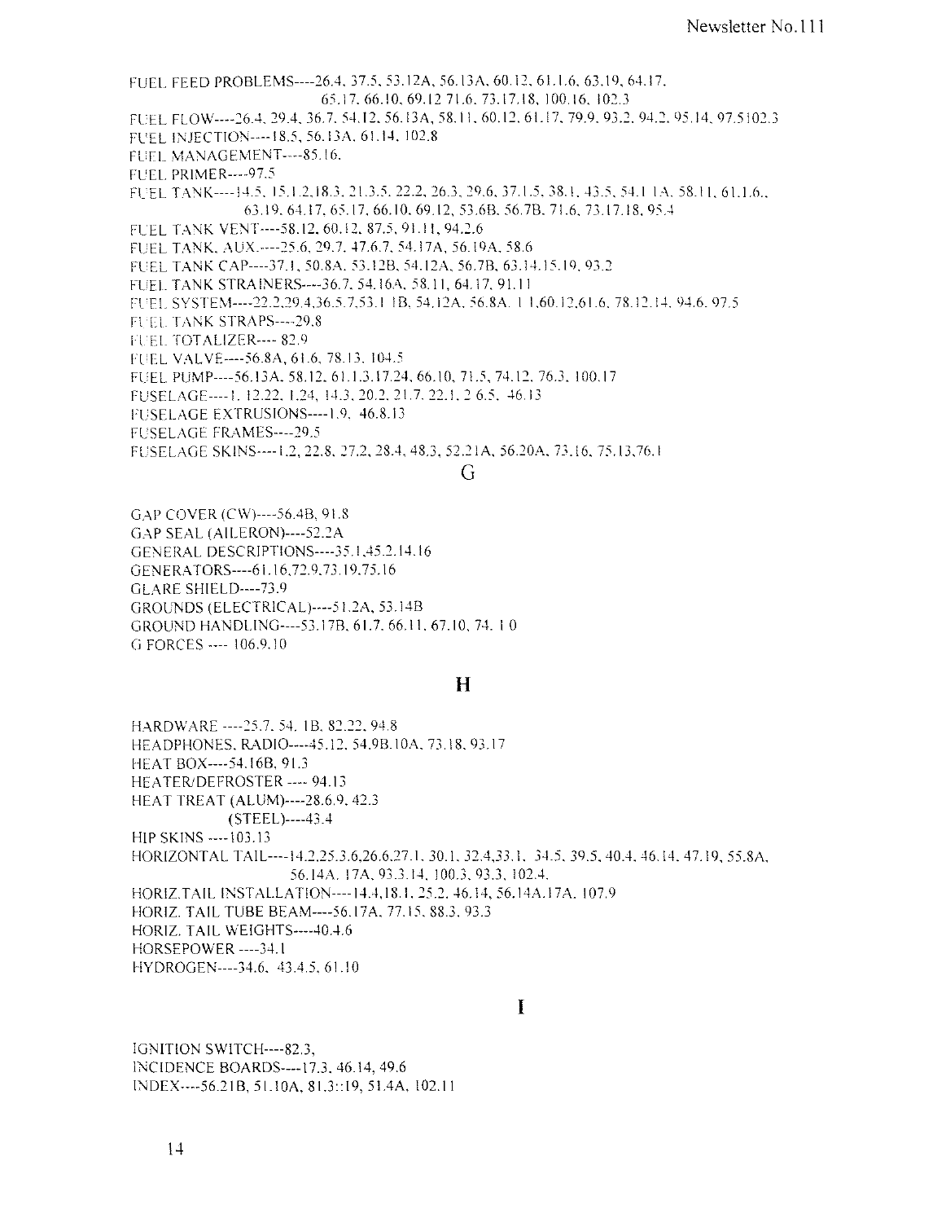FUEL FEED PROBLEMS----26.4, 37.5, 53.12A, 56.13A, 60.12, 61.1.6, 63.19, 64.17, 65.17, 66.10, 69.12 71.6, 73.17.18, 100.16, 102.3

FUEL FLOW----26.4, 29.4, 36.7, 54.12, 56.13A, 58.11, 60.12, 61.17, 79.9, 93.2, 94.2, 95.14, 97.5102.3

FUEL INJECTION----18.5, 56.13A, 61.14, 102.8

FUEL MANAGEMENT----85.16.

FUEL PRIMER----97.5

FUEL TANK----14.5, 15.1.2.18.3, 21.3.5, 22.2, 26.3, 29.6, 37.1.5, 38.1, 43.5, 54.1 1A, 58.11, 61.1.6., 63.19, 64.17, 65.17, 66.10, 69.12, 53.6B, 56.7B, 71.6, 73.17.18, 95.4

FUEL TANK VENT----58.12, 60.12, 87.5, 91.11, 94.2.6

FUEL TANK, AUX.----25.6, 29.7, 47.6.7, 54.17A, 56.19A, 58.6

FUEL TANK CAP----37.1, 50.8A, 53.12B, 54.12A, 56.7B, 63.14.15.19, 93.2

FUEL TANK STRAINERS----36.7, 54.16A, 58.11, 64.17, 91.11

FUEL SYSTEM----22.2,29.4,36.5.7,53.1 1B, 54.12A, 56.8A, 1 1,60.12,61.6, 78.12.14, 94.6, 97.5

FUEL TANK STRAPS----29.8

FUEL TOTALIZER---- 82.9

FUEL VALVE----56.8A, 61.6, 78.13, 104.5

FUEL PUMP----56.13A, 58.12, 61.1.3.17.24, 66.10, 71.5, 74.12, 76.3, 100.17

FUSELAGE----1, 12.22, 1.24, 14.3, 20.2, 21.7, 22.1, 2 6.5, 46.13

FUSELAGE EXTRUSIONS----1.9, 46.8.13

FUSELAGE FRAMES----29.5

FUSELAGE SKINS----1.2, 22.8, 27.2, 28.4, 48.3, 52.21A, 56.20A, 73.16, 75.13,76.1

## G

GAP COVER (CW)----56.4B, 91.8

GAP SEAL (AILERON)----52.2A

GENERAL DESCRIPTIONS----35.1,45.2.14.16

GENERATORS----61.16,72.9,73.19,75.16

GLARE SHIELD----73.9

GROUNDS (ELECTRICAL)----51.2A, 53.14B

GROUND HANDLING----53.17B, 61.7, 66.11, 67.10, 74. 1 0

G FORCES ---- 106.9.10

## H

HARDWARE ----25.7, 54. 1B, 82.22, 94.8

HEADPHONES, RADIO----45.12, 54.9B.10A, 73.18, 93.17

HEAT BOX----54.16B, 91.3

HEATER/DEFROSTER ---- 94.13

HEAT TREAT (ALUM)----28.6.9, 42.3
(STEEL)----43.4

HIP SKINS ----103.13

HORIZONTAL TAIL----14.2,25.3.6,26.6,27.1, 30.1, 32.4,33.1, 34.5, 39.5, 40.4, 46.14, 47.19, 55.8A, 56.14A, 17A, 93.3.14, 100.3, 93.3, 102.4.

HORIZ.TAIL INSTALLATION----14.4,18.1, 25.2, 46.14, 56.14A.17A, 107.9

HORIZ. TAIL TUBE BEAM----56.17A, 77.15, 88.3, 93.3

HORIZ. TAIL WEIGHTS----40.4.6

HORSEPOWER ----34.1

HYDROGEN----34.6, 43.4.5, 61.10

## I

IGNITION SWITCH----82.3,

INCIDENCE BOARDS----17.3, 46.14, 49.6

INDEX----56.21B, 51.10A, 81.3::19, 51.4A, 102.11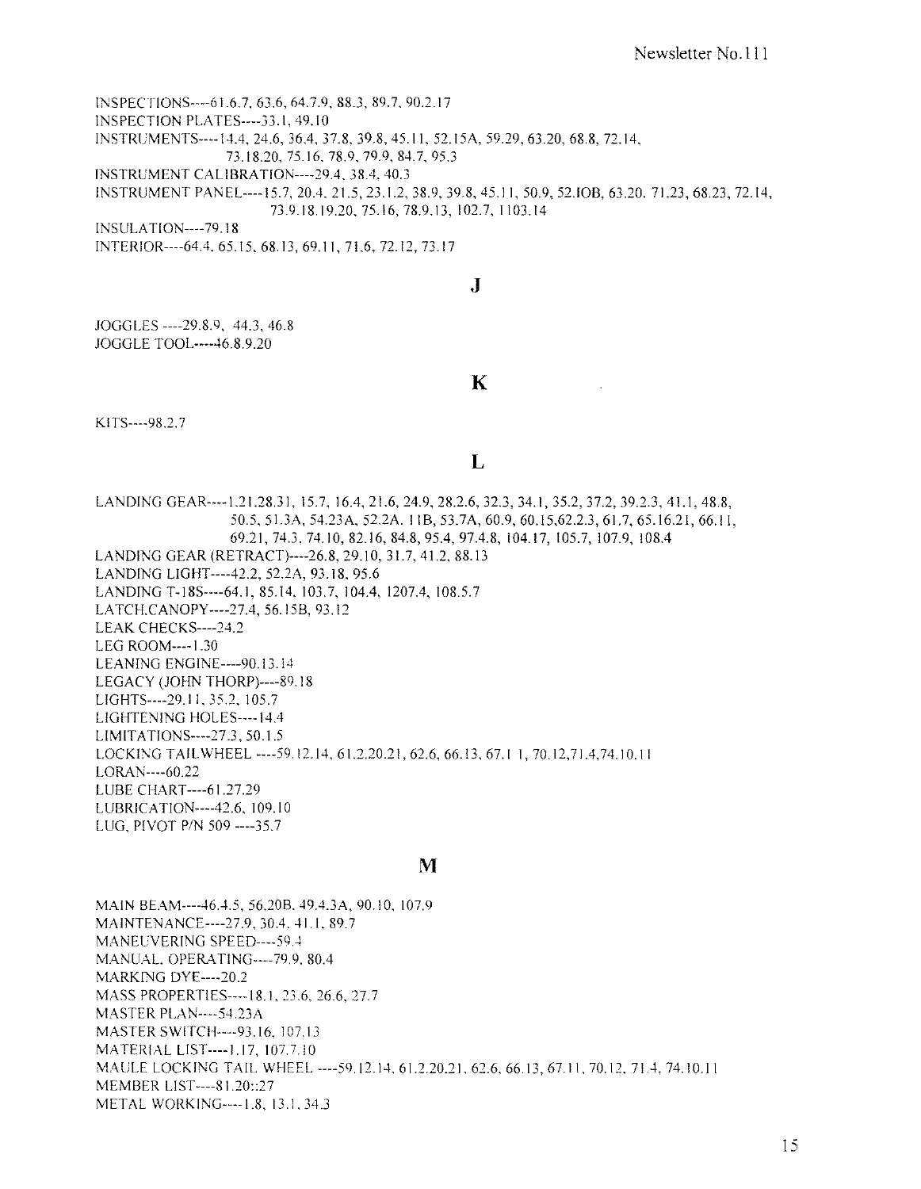INSPECTIONS----61.6.7, 63.6, 64.7.9, 88.3, 89.7, 90.2.17
INSPECTION PLATES----33.1, 49.10
INSTRUMENTS----14.4, 24.6, 36.4, 37.8, 39.8, 45.11, 52.15A, 59.29, 63.20, 68.8, 72.14, 73.18.20, 75.16, 78.9, 79.9, 84.7, 95.3
INSTRUMENT CALIBRATION----29.4, 38.4, 40.3
INSTRUMENT PANEL----15.7, 20.4, 21.5, 23.1.2, 38.9, 39.8, 45.11, 50.9, 52.IOB, 63.20, 71.23, 68.23, 72.14, 73.9.18.19.20, 75.16, 78.9.13, 102.7, 1103.14
INSULATION----79.18
INTERIOR----64.4, 65.15, 68.13, 69.11, 71.6, 72.12, 73.17

## J

JOGGLES ----29.8.9, 44.3, 46.8
JOGGLE TOOL----46.8.9.20

## K

KITS----98.2.7

## L

LANDING GEAR----1.21.28.31, 15.7, 16.4, 21.6, 24.9, 28.2.6, 32.3, 34.1, 35.2, 37.2, 39.2.3, 41.1, 48.8, 50.5, 51.3A, 54.23A, 52.2A. 11B, 53.7A, 60.9, 60.15,62.2.3, 61.7, 65.16.21, 66.11, 69.21, 74.3, 74.10, 82.16, 84.8, 95.4, 97.4.8, 104.17, 105.7, 107.9, 108.4
LANDING GEAR (RETRACT)----26.8, 29.10, 31.7, 41.2, 88.13
LANDING LIGHT----42.2, 52.2A, 93.18, 95.6
LANDING T-18S----64.1, 85.14, 103.7, 104.4, 1207.4, 108.5.7
LATCH,CANOPY----27.4, 56.15B, 93.12
LEAK CHECKS----24.2
LEG ROOM----1.30
LEANING ENGINE----90.13.14
LEGACY (JOHN THORP)----89.18
LIGHTS----29.11, 35.2, 105.7
LIGHTENING HOLES----14.4
LIMITATIONS----27.3, 50.1.5
LOCKING TAILWHEEL ----59.12.14, 61.2.20.21, 62.6, 66.13, 67.1 1, 70.12,71.4,74.10.11
LORAN----60.22
LUBE CHART----61.27.29
LUBRICATION----42.6, 109.10
LUG, PIVOT P/N 509 ----35.7

## M

MAIN BEAM----46.4.5, 56.20B. 49.4.3A, 90.10, 107.9
MAINTENANCE----27.9, 30.4, 41.1, 89.7
MANEUVERING SPEED----59.4
MANUAL, OPERATING----79.9, 80.4
MARKING DYE----20.2
MASS PROPERTIES----18.1, 23.6, 26.6, 27.7
MASTER PLAN----54.23A
MASTER SWITCH----93.16, 107.13
MATERIAL LIST----1.17, 107.7.10
MAULE LOCKING TAIL WHEEL ----59.12.14, 61.2.20.21, 62.6, 66.13, 67.11, 70.12, 71.4, 74.10.11
MEMBER LIST----81.20::27
METAL WORKING----1.8, 13.1, 34.3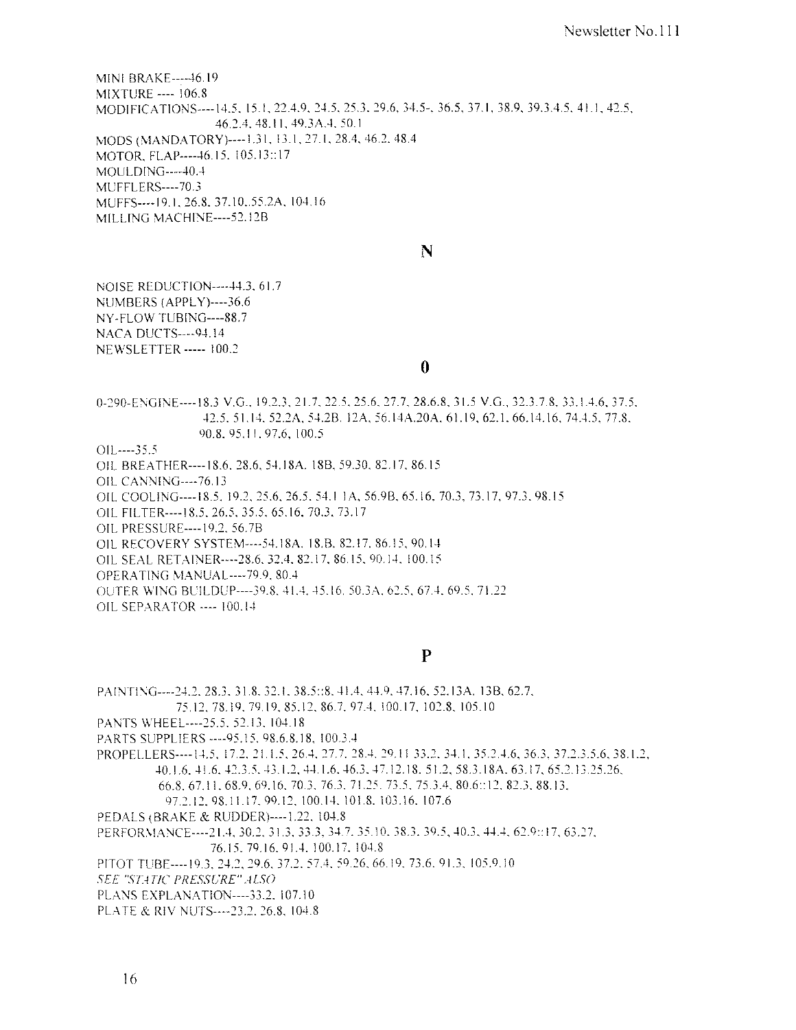MINI BRAKE-----46.19
MIXTURE ---- 106.8
MODIFICATIONS----14.5, 15.1, 22.4.9, 24.5, 25.3, 29.6, 34.5-, 36.5, 37.1, 38.9, 39.3.4.5, 41.1, 42.5, 46.2.4, 48.11, 49.3A.4, 50.1
MODS (MANDATORY)----1.31, 13.1, 27.1, 28.4, 46.2, 48.4
MOTOR, FLAP-----46.15, 105.13::17
MOULDING-----40.4
MUFFLERS----70.3
MUFFS----19.1, 26.8, 37.10,.55.2A, 104.16
MILLING MACHINE----52.12B

## N

NOISE REDUCTION-----44.3, 61.7
NUMBERS (APPLY)----36.6
NY-FLOW TUBING----88.7
NACA DUCTS----94.14
NEWSLETTER ----- 100.2

## 0

0-290-ENGINE----18.3 V.G., 19.2.3, 21.7, 22.5, 25.6, 27.7, 28.6.8, 31.5 V.G., 32.3.7.8, 33.1.4.6, 37.5, 42.5, 51.14, 52.2A, 54.2B. 12A, 56.14A.20A, 61.19, 62.1, 66.14.16, 74.4.5, 77.8, 90.8, 95.11, 97.6, 100.5
OIL----35.5
OIL BREATHER----18.6, 28.6, 54.18A. 18B, 59.30, 82.17, 86.15
OIL CANNING----76.13
OIL COOLING----18.5, 19.2, 25.6, 26.5, 54.11A, 56.9B, 65.16, 70.3, 73.17, 97.3, 98.15
OIL FILTER----18.5, 26.5, 35.5, 65.16, 70.3, 73.17
OIL PRESSURE----19.2, 56.7B
OIL RECOVERY SYSTEM----54.18A, 18.B, 82.17, 86.15, 90.14
OIL SEAL RETAINER----28.6, 32.4, 82.17, 86.15, 90.14, 100.15
OPERATING MANUAL----79.9, 80.4
OUTER WING BUILDUP----39.8, 41.4, 45.16, 50.3A, 62.5, 67.4, 69.5, 71.22
OIL SEPARATOR ---- 100.14

## P

PAINTING----24.2, 28.3, 31.8, 32.1, 38.5::8, 41.4, 44.9, 47.16, 52.13A, 13B, 62.7, 75.12, 78.19, 79.19, 85.12, 86.7, 97.4, 100.17, 102.8, 105.10
PANTS WHEEL----25.5, 52.13, 104.18
PARTS SUPPLIERS ----95.15, 98.6.8.18, 100.3.4
PROPELLERS----14.5, 17.2, 21.1.5, 26.4, 27.7, 28.4, 29.11 33.2, 34.1, 35.2.4.6, 36.3, 37.2.3.5.6, 38.1.2, 40.1.6, 41.6, 42.3.5, 43.1.2, 44.1.6, 46.3, 47.12.18, 51.2, 58.3.18A, 63.17, 65.2.13.25.26, 66.8, 67.11, 68.9, 69.16, 70.3, 76.3, 71.25, 73.5, 75.3.4, 80.6::12, 82.3, 88.13, 97.2.12, 98.11.17, 99.12, 100.14, 101.8, 103.16, 107.6
PEDALS (BRAKE & RUDDER)----1.22, 104.8
PERFORMANCE----21.4, 30.2, 31.3, 33.3, 34.7, 35.10, 38.3, 39.5, 40.3, 44.4, 62.9::17, 63.27, 76.15, 79.16, 91.4, 100.17, 104.8
PITOT TUBE----19.3, 24.2, 29.6, 37.2, 57.4, 59.26, 66.19, 73.6, 91.3, 105.9.10
*SEE "STATIC PRESSURE" ALSO*
PLANS EXPLANATION----33.2, 107.10
PLATE & RIV NUTS----23.2, 26.8, 104.8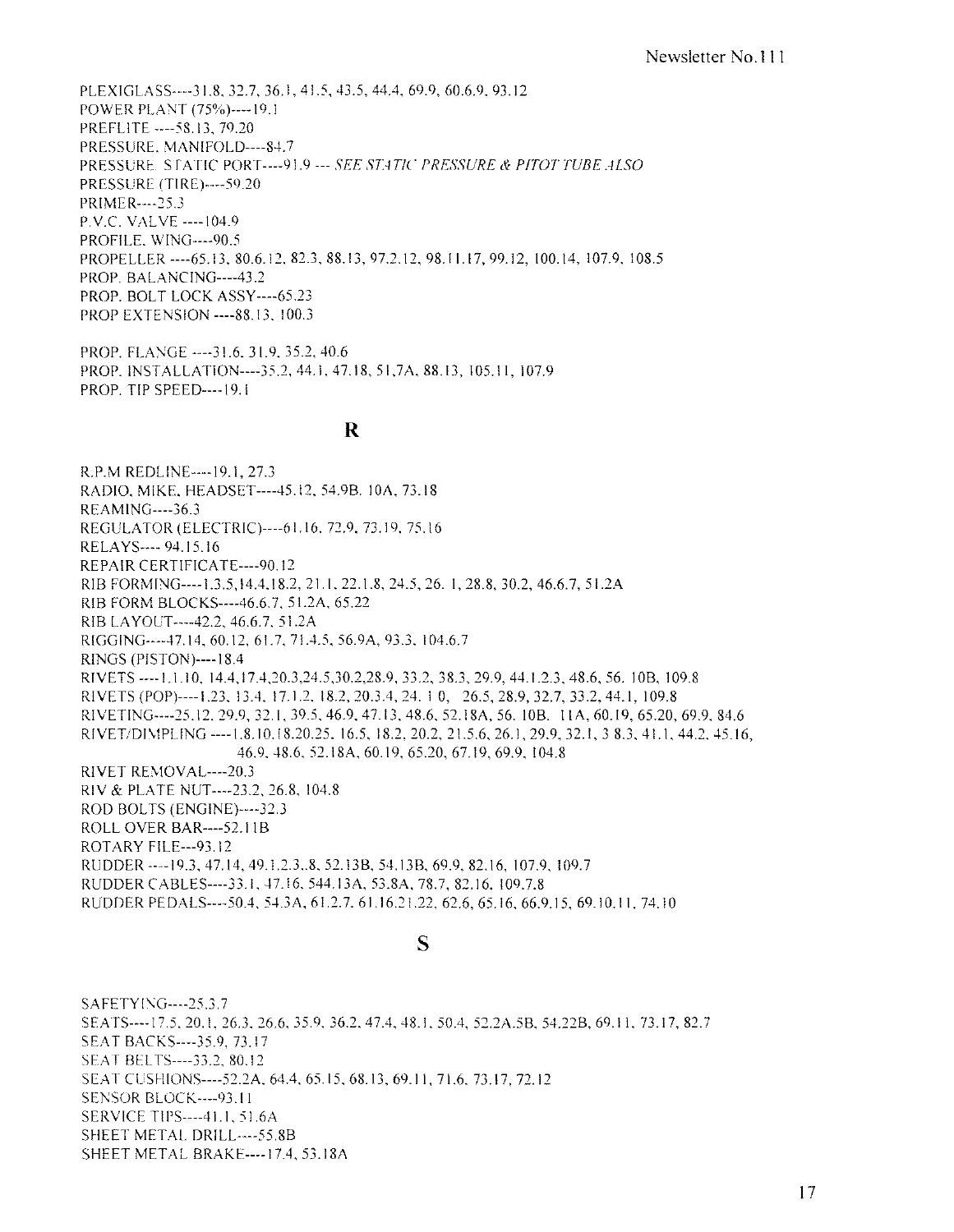PLEXIGLASS----31.8, 32.7, 36.1, 41.5, 43.5, 44.4, 69.9, 60.6.9, 93.12
POWER PLANT (75%)----19.1
PREFLITE ----58.13, 79.20
PRESSURE, MANIFOLD----84.7
PRESSURE STATIC PORT----91.9 --- *SEE STATIC PRESSURE & PITOT TUBE ALSO*
PRESSURE (TIRE)----59.20
PRIMER----25.3
P.V.C. VALVE ----104.9
PROFILE, WING----90.5
PROPELLER ----65.13, 80.6.12, 82.3, 88.13, 97.2.12, 98.11.17, 99.12, 100.14, 107.9, 108.5
PROP. BALANCING----43.2
PROP. BOLT LOCK ASSY----65.23
PROP EXTENSION ----88.13, 100.3

PROP. FLANGE ----31.6, 31.9, 35.2, 40.6
PROP. INSTALLATION----35.2, 44.1, 47.18, 51.7A, 88.13, 105.11, 107.9
PROP. TIP SPEED----19.1

## R

R.P.M REDLINE----19.1, 27.3
RADIO, MIKE, HEADSET----45.12, 54.9B, 10A, 73.18
REAMING----36.3
REGULATOR (ELECTRIC)----61.16, 72.9, 73.19, 75.16
RELAYS---- 94.15.16
REPAIR CERTIFICATE----90.12
RIB FORMING----1.3.5,14.4,18.2, 21.1, 22.1.8, 24.5, 26. 1, 28.8, 30.2, 46.6.7, 51.2A
RIB FORM BLOCKS----46.6.7, 51.2A, 65.22
RIB LAYOUT----42.2, 46.6.7, 51.2A
RIGGING----47.14, 60.12, 61.7, 71.4.5, 56.9A, 93.3, 104.6.7
RINGS (PISTON)----18.4
RIVETS ----1.1.10, 14.4,17.4,20.3,24.5,30.2,28.9, 33.2, 38.3, 29.9, 44.1.2.3, 48.6, 56. 10B, 109.8
RIVETS (POP)----1.23, 13.4, 17.1.2, 18.2, 20.3.4, 24. 1 0, 26.5, 28.9, 32.7, 33.2, 44.1, 109.8
RIVETING----25.12, 29.9, 32.1, 39.5, 46.9, 47.13, 48.6, 52.18A, 56. 10B, 11A, 60.19, 65.20, 69.9, 84.6
RIVET/DIMPLING ----1.8.10.18.20.25, 16.5, 18.2, 20.2, 21.5.6, 26.1, 29.9, 32.1, 3 8.3, 41.1, 44.2, 45.16, 46.9, 48.6, 52.18A, 60.19, 65.20, 67.19, 69.9, 104.8
RIVET REMOVAL----20.3
RIV & PLATE NUT----23.2, 26.8, 104.8
ROD BOLTS (ENGINE)----32.3
ROLL OVER BAR----52.11B
ROTARY FILE---93.12
RUDDER ----19.3, 47.14, 49.1.2.3..8, 52.13B, 54.13B, 69.9, 82.16, 107.9, 109.7
RUDDER CABLES----33.1, 47.16, 544.13A, 53.8A, 78.7, 82.16, 109.7.8
RUDDER PEDALS----50.4, 54.3A, 61.2.7, 61.16.21.22, 62.6, 65.16, 66.9.15, 69.10.11, 74.10

## S

SAFETYING----25.3.7
SEATS----17.5, 20.1, 26.3, 26.6, 35.9, 36.2, 47.4, 48.1, 50.4, 52.2A.5B, 54.22B, 69.11, 73.17, 82.7
SEAT BACKS----35.9, 73.17
SEAT BELTS----33.2, 80.12
SEAT CUSHIONS----52.2A, 64.4, 65.15, 68.13, 69.11, 71.6, 73.17, 72.12
SENSOR BLOCK----93.11
SERVICE TIPS----41.1, 51.6A
SHEET METAL DRILL----55.8B
SHEET METAL BRAKE----17.4, 53.18A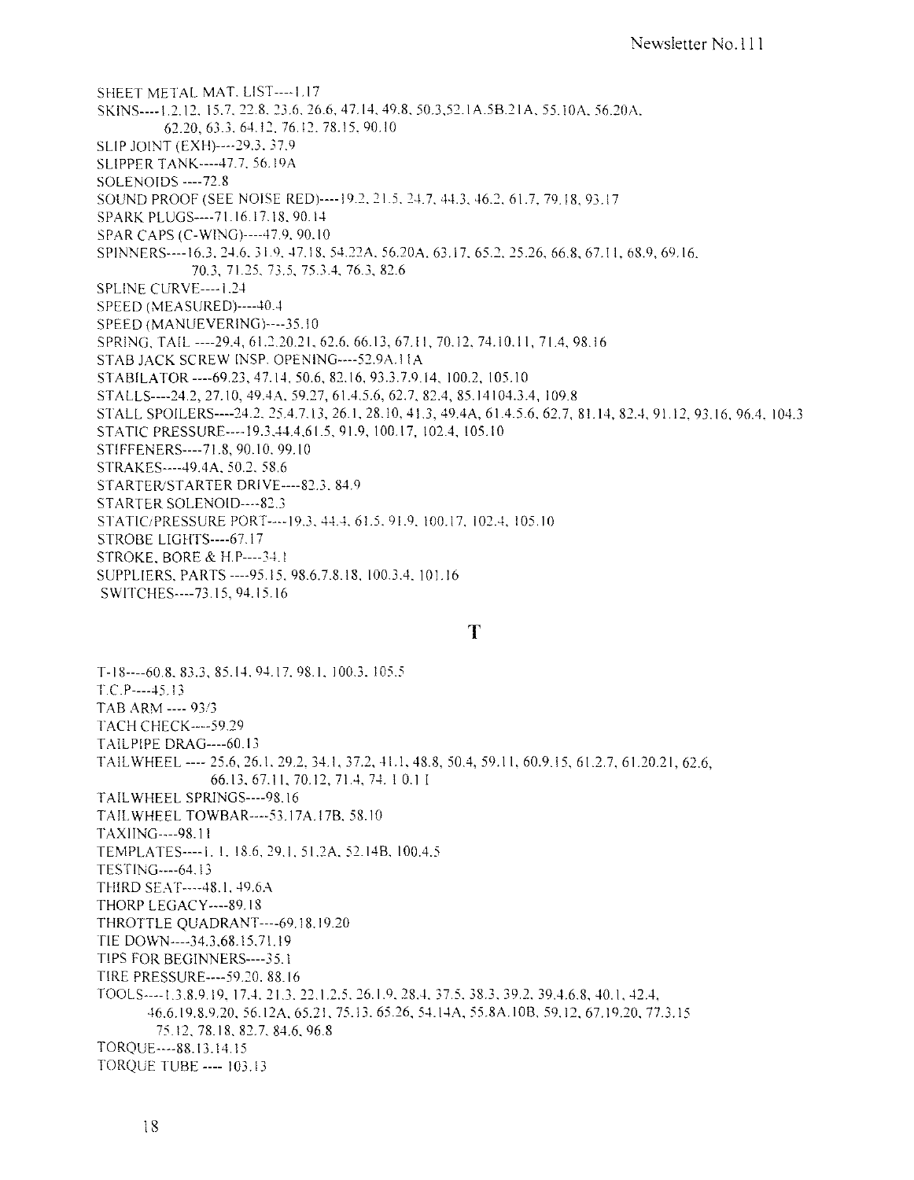SHEET METAL MAT. LIST----1.17

SKINS----1.2.12, 15.7, 22.8, 23.6, 26.6, 47.14, 49.8, 50.3,52.1A.5B.21A, 55.10A, 56.20A, 62.20, 63.3, 64.12, 76.12, 78.15, 90.10

SLIP JOINT (EXH)----29.3, 37.9

SLIPPER TANK----47.7, 56.19A

SOLENOIDS ----72.8

SOUND PROOF (SEE NOISE RED)----19.2, 21.5, 24.7, 44.3, 46.2, 61.7, 79.18, 93.17

SPARK PLUGS----71.16.17.18, 90.14

SPAR CAPS (C-WING)----47.9, 90.10

SPINNERS----16.3, 24.6, 31.9, 47.18, 54.22A, 56.20A, 63.17, 65.2, 25.26, 66.8, 67.11, 68.9, 69.16, 70.3, 71.25, 73.5, 75.3.4, 76.3, 82.6

SPLINE CURVE----1.24

SPEED (MEASURED)----40.4

SPEED (MANUEVERING)----35.10

SPRING, TAIL ----29.4, 61.2.20.21, 62.6, 66.13, 67.11, 70.12, 74.10.11, 71.4, 98.16

STAB JACK SCREW INSP. OPENING----52.9A.11A

STABILATOR ----69.23, 47.14, 50.6, 82.16, 93.3.7.9.14, 100.2, 105.10

STALLS----24.2, 27.10, 49.4A, 59.27, 61.4.5.6, 62.7, 82.4, 85.14104.3.4, 109.8

STALL SPOILERS----24.2, 25.4.7.13, 26.1, 28.10, 41.3, 49.4A, 61.4.5.6, 62.7, 81.14, 82.4, 91.12, 93.16, 96.4, 104.3

STATIC PRESSURE----19.3,44.4,61.5, 91.9, 100.17, 102.4, 105.10

STIFFENERS----71.8, 90.10, 99.10

STRAKES----49.4A, 50.2, 58.6

STARTER/STARTER DRIVE----82.3, 84.9

STARTER SOLENOID----82.3

STATIC/PRESSURE PORT----19.3, 44.4, 61.5, 91.9, 100.17, 102.4, 105.10

STROBE LIGHTS----67.17

STROKE, BORE & H.P----34.1

SUPPLIERS, PARTS ----95.15, 98.6.7.8.18, 100.3.4, 101.16

SWITCHES----73.15, 94.15.16

## T

T-18----60.8, 83.3, 85.14, 94.17, 98.1, 100.3, 105.5

T.C.P----45.13

TAB ARM ---- 93/3

TACH CHECK----59.29

TAILPIPE DRAG----60.13

TAILWHEEL ---- 25.6, 26.1, 29.2, 34.1, 37.2, 41.1, 48.8, 50.4, 59.11, 60.9.15, 61.2.7, 61.20.21, 62.6, 66.13, 67.11, 70.12, 71.4, 74. 1 0.1 I

TAILWHEEL SPRINGS----98.16

TAILWHEEL TOWBAR----53.17A.17B, 58.10

TAXIING----98.11

TEMPLATES----1, 1, 18.6, 29.1, 51.2A, 52.14B, 100.4.5

TESTING----64.13

THIRD SEAT----48.1, 49.6A

THORP LEGACY----89.18

THROTTLE QUADRANT----69.18.19.20

TIE DOWN----34.3,68.15.71.19

TIPS FOR BEGINNERS----35.1

TIRE PRESSURE----59.20, 88.16

TOOLS----1.3.8.9.19, 17.4, 21.3, 22.1.2.5, 26.1.9, 28.4, 37.5, 38.3, 39.2, 39.4.6.8, 40.1, 42.4, 46.6.19.8.9.20, 56.12A, 65.21, 75.13, 65.26, 54.14A, 55.8A.10B, 59.12, 67.19.20, 77.3.15 75.12, 78.18, 82.7, 84.6, 96.8

TORQUE----88.13.14.15

TORQUE TUBE ---- 103.13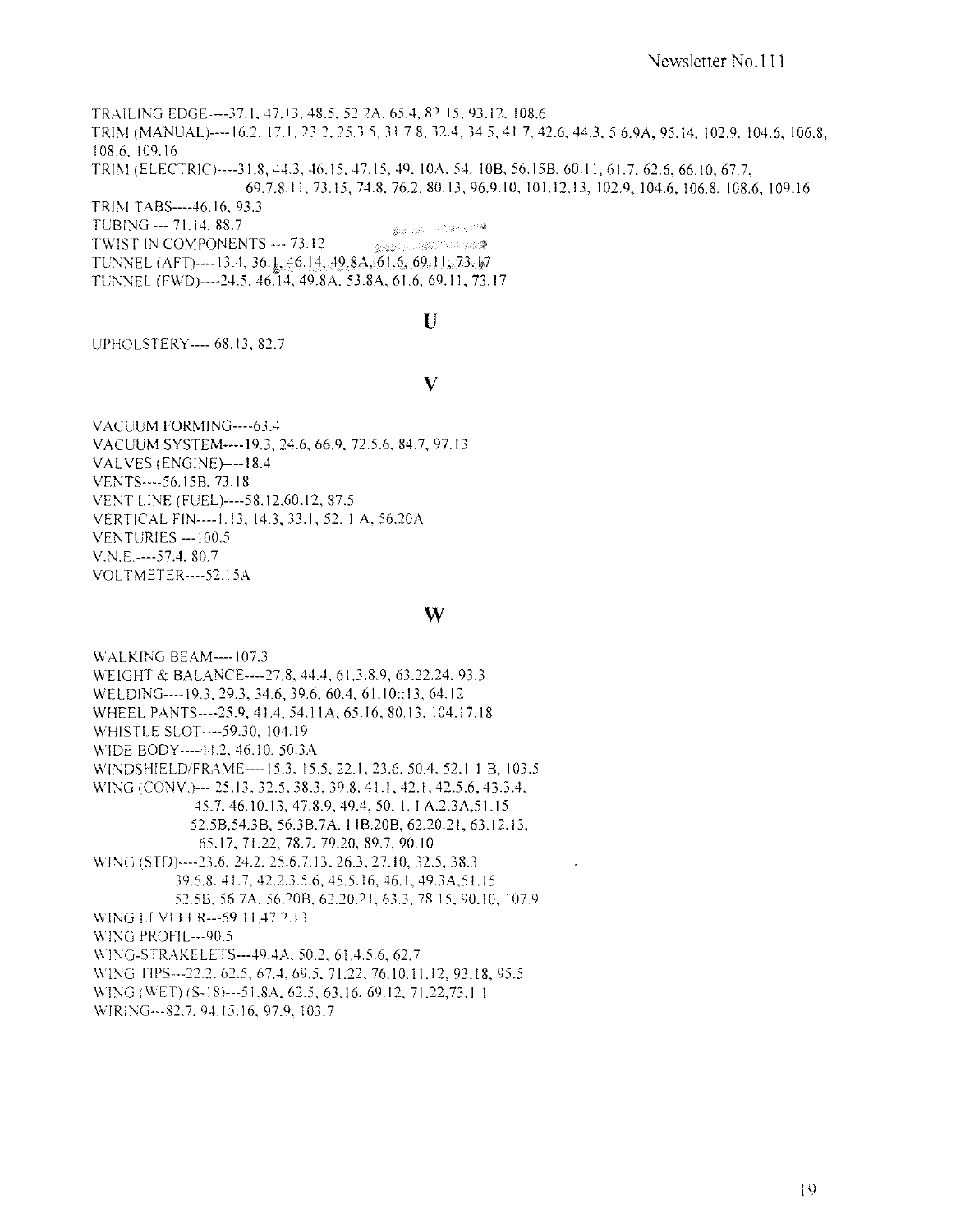TRAILING EDGE----37.1, 47.13, 48.5, 52.2A, 65.4, 82.15, 93.12, 108.6

TRIM (MANUAL)----16.2, 17.1, 23.2, 25.3.5, 31.7.8, 32.4, 34.5, 41.7, 42.6, 44.3, 5 6.9A, 95.14, 102.9, 104.6, 106.8, 108.6, 109.16

TRIM (ELECTRIC)----31.8, 44.3, 46.15, 47.15, 49. 10A, 54. 10B, 56.15B, 60.11, 61.7, 62.6, 66.10, 67.7, 69.7.8.11, 73.15, 74.8, 76.2, 80.13, 96.9.10, 101.12.13, 102.9, 104.6, 106.8, 108.6, 109.16

TRIM TABS----46.16, 93.3

TUBING --- 71.14, 88.7

TWIST IN COMPONENTS --- 73.12

TUNNEL (AFT)----13.4, 36.1, 46.14, 49.8A, 61.6, 69.11, 73.17

TUNNEL (FWD)----24.5, 46.14, 49.8A, 53.8A, 61.6, 69.11, 73.17

## U

UPHOLSTERY---- 68.13, 82.7

## V

VACUUM FORMING----63.4

VACUUM SYSTEM----19.3, 24.6, 66.9, 72.5.6, 84.7, 97.13

VALVES (ENGINE)----18.4

VENTS----56.15B, 73.18

VENT LINE (FUEL)----58.12,60.12, 87.5

VERTICAL FIN----1.13, 14.3, 33.1, 52. 1 A, 56.20A

VENTURIES ---100.5

V.N.E.----57.4, 80.7

VOLTMETER----52.15A

## W

WALKING BEAM----107.3

WEIGHT & BALANCE----27.8, 44.4, 61.3.8.9, 63.22.24, 93.3

WELDING----19.3, 29.3, 34.6, 39.6, 60.4, 61.10::13, 64.12

WHEEL PANTS----25.9, 41.4, 54.11A, 65.16, 80.13, 104.17.18

WHISTLE SLOT----59.30, 104.19

WIDE BODY----44.2, 46.10, 50.3A

WINDSHIELD/FRAME----15.3, 15.5, 22.1, 23.6, 50.4, 52.1 1 B, 103.5

WING (CONV.)--- 25.13, 32.5, 38.3, 39.8, 41.1, 42.1, 42.5.6, 43.3.4, 45.7, 46.10.13, 47.8.9, 49.4, 50. 1. 1 A.2.3A,51.15 52.5B,54.3B, 56.3B.7A. 1 1B.20B, 62.20.21, 63.12.13, 65.17, 71.22, 78.7, 79.20, 89.7, 90.10

WING (STD)----23.6, 24.2, 25.6.7.13, 26.3, 27.10, 32.5, 38.3 39.6.8, 41.7, 42.2.3.5.6, 45.5.16, 46.1, 49.3A,51.15 52.5B, 56.7A, 56.20B, 62.20.21, 63.3, 78.15, 90.10, 107.9

WING LEVELER---69.11,47.2.13

WING PROFIL---90.5

WING-STRAKELETS---49.4A, 50.2, 61.4.5.6, 62.7

WING TIPS---22.2, 62.5, 67.4, 69.5, 71.22, 76.10.11.12, 93.18, 95.5

WING (WET) (S-18)---51.8A, 62.5, 63.16, 69.12, 71.22,73.1 1

WIRING---82.7, 94.15.16, 97.9, 103.7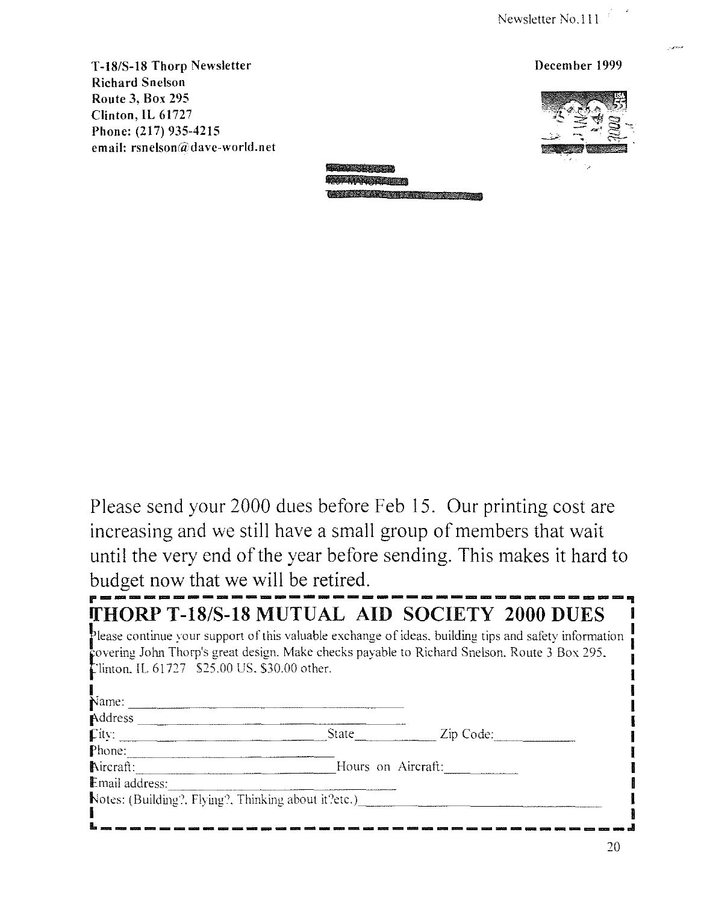T-18/S-18 Thorp Newsletter
Richard Snelson
Route 3, Box 295
Clinton, IL 61727
Phone: (217) 935-4215
email: rsnelson@dave-world.net

December 1999

Please send your 2000 dues before Feb 15. Our printing cost are increasing and we still have a small group of members that wait until the very end of the year before sending. This makes it hard to budget now that we will be retired.

## THORP T-18/S-18 MUTUAL AID SOCIETY 2000 DUES

Please continue your support of this valuable exchange of ideas, building tips and safety information covering John Thorp's great design. Make checks payable to Richard Snelson, Route 3 Box 295, Clinton, IL 61727 $25.00 US, $30.00 other.

Name: \_\_\_\_\_\_\_\_\_\_\_\_\_\_\_\_\_\_\_\_\_\_\_\_\_\_\_\_\_\_\_\_

Address \_\_\_\_\_\_\_\_\_\_\_\_\_\_\_\_\_\_\_\_\_\_\_\_\_\_\_\_\_\_\_\_

City: \_\_\_\_\_\_\_\_\_\_\_\_\_\_\_\_\_\_\_\_ State\_\_\_\_\_\_\_\_ Zip Code:\_\_\_\_\_\_\_\_

Phone: \_\_\_\_\_\_\_\_\_\_\_\_\_\_\_\_\_\_\_\_\_\_\_\_

Aircraft: \_\_\_\_\_\_\_\_\_\_\_\_\_\_\_\_\_\_\_\_ Hours on Aircraft:\_\_\_\_\_\_\_\_

Email address: \_\_\_\_\_\_\_\_\_\_\_\_\_\_\_\_\_\_\_\_\_\_\_\_

Notes: (Building?, Flying?, Thinking about it?etc.)\_\_\_\_\_\_\_\_\_\_\_\_\_\_\_\_\_\_\_\_\_\_\_\_